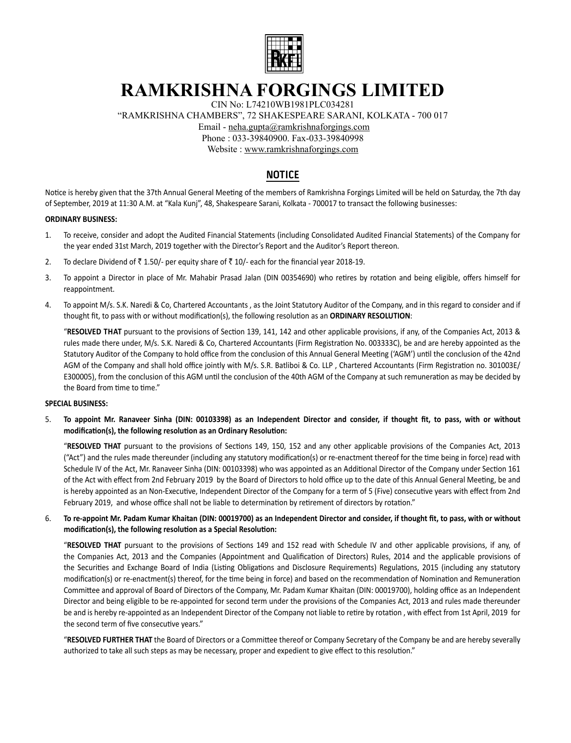# RAMKRISHNA FORGINGS LIMITED

CIN No: L74210WB1981PLC034281
"RAMKRISHNA CHAMBERS", 72 SHAKESPEARE SARANI, KOLKATA - 700 017
Email - neha.gupta@ramkrishnaforgings.com
Phone : 033-39840900. Fax-033-39840998
Website : www.ramkrishnaforgings.com

## NOTICE

Notice is hereby given that the 37th Annual General Meeting of the members of Ramkrishna Forgings Limited will be held on Saturday, the 7th day of September, 2019 at 11:30 A.M. at "Kala Kunj", 48, Shakespeare Sarani, Kolkata - 700017 to transact the following businesses:

**ORDINARY BUSINESS:**

1. To receive, consider and adopt the Audited Financial Statements (including Consolidated Audited Financial Statements) of the Company for the year ended 31st March, 2019 together with the Director's Report and the Auditor's Report thereon.

2. To declare Dividend of ₹ 1.50/- per equity share of ₹ 10/- each for the financial year 2018-19.

3. To appoint a Director in place of Mr. Mahabir Prasad Jalan (DIN 00354690) who retires by rotation and being eligible, offers himself for reappointment.

4. To appoint M/s. S.K. Naredi & Co, Chartered Accountants , as the Joint Statutory Auditor of the Company, and in this regard to consider and if thought fit, to pass with or without modification(s), the following resolution as an **ORDINARY RESOLUTION**:

   "**RESOLVED THAT** pursuant to the provisions of Section 139, 141, 142 and other applicable provisions, if any, of the Companies Act, 2013 & rules made there under, M/s. S.K. Naredi & Co, Chartered Accountants (Firm Registration No. 003333C), be and are hereby appointed as the Statutory Auditor of the Company to hold office from the conclusion of this Annual General Meeting ('AGM') until the conclusion of the 42nd AGM of the Company and shall hold office jointly with M/s. S.R. Batliboi & Co. LLP , Chartered Accountants (Firm Registration no. 301003E/ E300005), from the conclusion of this AGM until the conclusion of the 40th AGM of the Company at such remuneration as may be decided by the Board from time to time."

**SPECIAL BUSINESS:**

5. **To appoint Mr. Ranaveer Sinha (DIN: 00103398) as an Independent Director and consider, if thought fit, to pass, with or without modification(s), the following resolution as an Ordinary Resolution:**

   "**RESOLVED THAT** pursuant to the provisions of Sections 149, 150, 152 and any other applicable provisions of the Companies Act, 2013 ("Act") and the rules made thereunder (including any statutory modification(s) or re-enactment thereof for the time being in force) read with Schedule IV of the Act, Mr. Ranaveer Sinha (DIN: 00103398) who was appointed as an Additional Director of the Company under Section 161 of the Act with effect from 2nd February 2019 by the Board of Directors to hold office up to the date of this Annual General Meeting, be and is hereby appointed as an Non-Executive, Independent Director of the Company for a term of 5 (Five) consecutive years with effect from 2nd February 2019, and whose office shall not be liable to determination by retirement of directors by rotation."

6. **To re-appoint Mr. Padam Kumar Khaitan (DIN: 00019700) as an Independent Director and consider, if thought fit, to pass, with or without modification(s), the following resolution as a Special Resolution:**

   "**RESOLVED THAT** pursuant to the provisions of Sections 149 and 152 read with Schedule IV and other applicable provisions, if any, of the Companies Act, 2013 and the Companies (Appointment and Qualification of Directors) Rules, 2014 and the applicable provisions of the Securities and Exchange Board of India (Listing Obligations and Disclosure Requirements) Regulations, 2015 (including any statutory modification(s) or re-enactment(s) thereof, for the time being in force) and based on the recommendation of Nomination and Remuneration Committee and approval of Board of Directors of the Company, Mr. Padam Kumar Khaitan (DIN: 00019700), holding office as an Independent Director and being eligible to be re-appointed for second term under the provisions of the Companies Act, 2013 and rules made thereunder be and is hereby re-appointed as an Independent Director of the Company not liable to retire by rotation , with effect from 1st April, 2019 for the second term of five consecutive years."

   "**RESOLVED FURTHER THAT** the Board of Directors or a Committee thereof or Company Secretary of the Company be and are hereby severally authorized to take all such steps as may be necessary, proper and expedient to give effect to this resolution."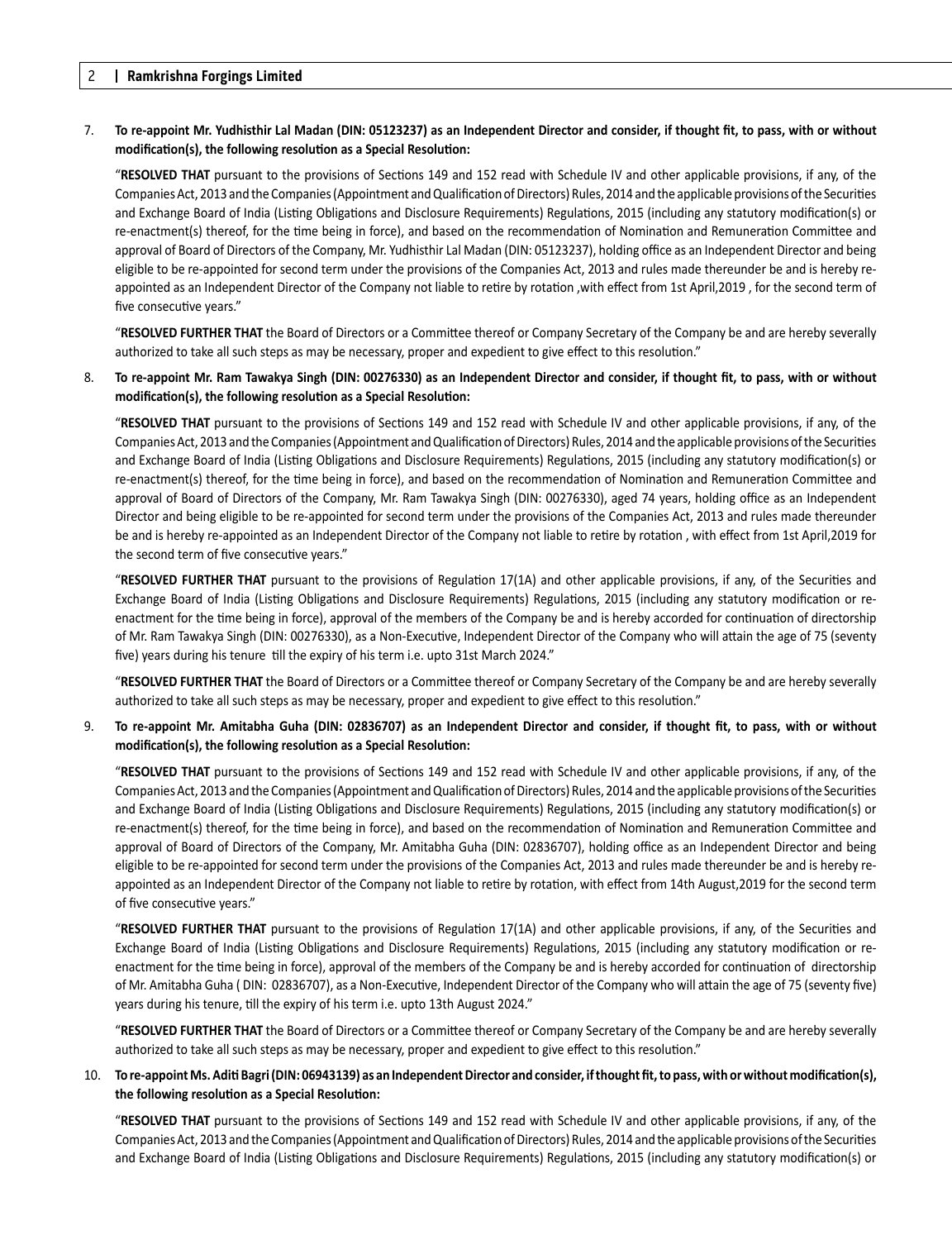7. **To re-appoint Mr. Yudhisthir Lal Madan (DIN: 05123237) as an Independent Director and consider, if thought fit, to pass, with or without modification(s), the following resolution as a Special Resolution:**

   "**RESOLVED THAT** pursuant to the provisions of Sections 149 and 152 read with Schedule IV and other applicable provisions, if any, of the Companies Act, 2013 and the Companies (Appointment and Qualification of Directors) Rules, 2014 and the applicable provisions of the Securities and Exchange Board of India (Listing Obligations and Disclosure Requirements) Regulations, 2015 (including any statutory modification(s) or re-enactment(s) thereof, for the time being in force), and based on the recommendation of Nomination and Remuneration Committee and approval of Board of Directors of the Company, Mr. Yudhisthir Lal Madan (DIN: 05123237), holding office as an Independent Director and being eligible to be re-appointed for second term under the provisions of the Companies Act, 2013 and rules made thereunder be and is hereby re-appointed as an Independent Director of the Company not liable to retire by rotation ,with effect from 1st April,2019 , for the second term of five consecutive years."

   "**RESOLVED FURTHER THAT** the Board of Directors or a Committee thereof or Company Secretary of the Company be and are hereby severally authorized to take all such steps as may be necessary, proper and expedient to give effect to this resolution."

8. **To re-appoint Mr. Ram Tawakya Singh (DIN: 00276330) as an Independent Director and consider, if thought fit, to pass, with or without modification(s), the following resolution as a Special Resolution:**

   "**RESOLVED THAT** pursuant to the provisions of Sections 149 and 152 read with Schedule IV and other applicable provisions, if any, of the Companies Act, 2013 and the Companies (Appointment and Qualification of Directors) Rules, 2014 and the applicable provisions of the Securities and Exchange Board of India (Listing Obligations and Disclosure Requirements) Regulations, 2015 (including any statutory modification(s) or re-enactment(s) thereof, for the time being in force), and based on the recommendation of Nomination and Remuneration Committee and approval of Board of Directors of the Company, Mr. Ram Tawakya Singh (DIN: 00276330), aged 74 years, holding office as an Independent Director and being eligible to be re-appointed for second term under the provisions of the Companies Act, 2013 and rules made thereunder be and is hereby re-appointed as an Independent Director of the Company not liable to retire by rotation , with effect from 1st April,2019 for the second term of five consecutive years."

   "**RESOLVED FURTHER THAT** pursuant to the provisions of Regulation 17(1A) and other applicable provisions, if any, of the Securities and Exchange Board of India (Listing Obligations and Disclosure Requirements) Regulations, 2015 (including any statutory modification or re-enactment for the time being in force), approval of the members of the Company be and is hereby accorded for continuation of directorship of Mr. Ram Tawakya Singh (DIN: 00276330), as a Non-Executive, Independent Director of the Company who will attain the age of 75 (seventy five) years during his tenure till the expiry of his term i.e. upto 31st March 2024."

   "**RESOLVED FURTHER THAT** the Board of Directors or a Committee thereof or Company Secretary of the Company be and are hereby severally authorized to take all such steps as may be necessary, proper and expedient to give effect to this resolution."

9. **To re-appoint Mr. Amitabha Guha (DIN: 02836707) as an Independent Director and consider, if thought fit, to pass, with or without modification(s), the following resolution as a Special Resolution:**

   "**RESOLVED THAT** pursuant to the provisions of Sections 149 and 152 read with Schedule IV and other applicable provisions, if any, of the Companies Act, 2013 and the Companies (Appointment and Qualification of Directors) Rules, 2014 and the applicable provisions of the Securities and Exchange Board of India (Listing Obligations and Disclosure Requirements) Regulations, 2015 (including any statutory modification(s) or re-enactment(s) thereof, for the time being in force), and based on the recommendation of Nomination and Remuneration Committee and approval of Board of Directors of the Company, Mr. Amitabha Guha (DIN: 02836707), holding office as an Independent Director and being eligible to be re-appointed for second term under the provisions of the Companies Act, 2013 and rules made thereunder be and is hereby re-appointed as an Independent Director of the Company not liable to retire by rotation, with effect from 14th August,2019 for the second term of five consecutive years."

   "**RESOLVED FURTHER THAT** pursuant to the provisions of Regulation 17(1A) and other applicable provisions, if any, of the Securities and Exchange Board of India (Listing Obligations and Disclosure Requirements) Regulations, 2015 (including any statutory modification or re-enactment for the time being in force), approval of the members of the Company be and is hereby accorded for continuation of directorship of Mr. Amitabha Guha ( DIN: 02836707), as a Non-Executive, Independent Director of the Company who will attain the age of 75 (seventy five) years during his tenure, till the expiry of his term i.e. upto 13th August 2024."

   "**RESOLVED FURTHER THAT** the Board of Directors or a Committee thereof or Company Secretary of the Company be and are hereby severally authorized to take all such steps as may be necessary, proper and expedient to give effect to this resolution."

10. **To re-appoint Ms. Aditi Bagri (DIN: 06943139) as an Independent Director and consider, if thought fit, to pass, with or without modification(s), the following resolution as a Special Resolution:**

    "**RESOLVED THAT** pursuant to the provisions of Sections 149 and 152 read with Schedule IV and other applicable provisions, if any, of the Companies Act, 2013 and the Companies (Appointment and Qualification of Directors) Rules, 2014 and the applicable provisions of the Securities and Exchange Board of India (Listing Obligations and Disclosure Requirements) Regulations, 2015 (including any statutory modification(s) or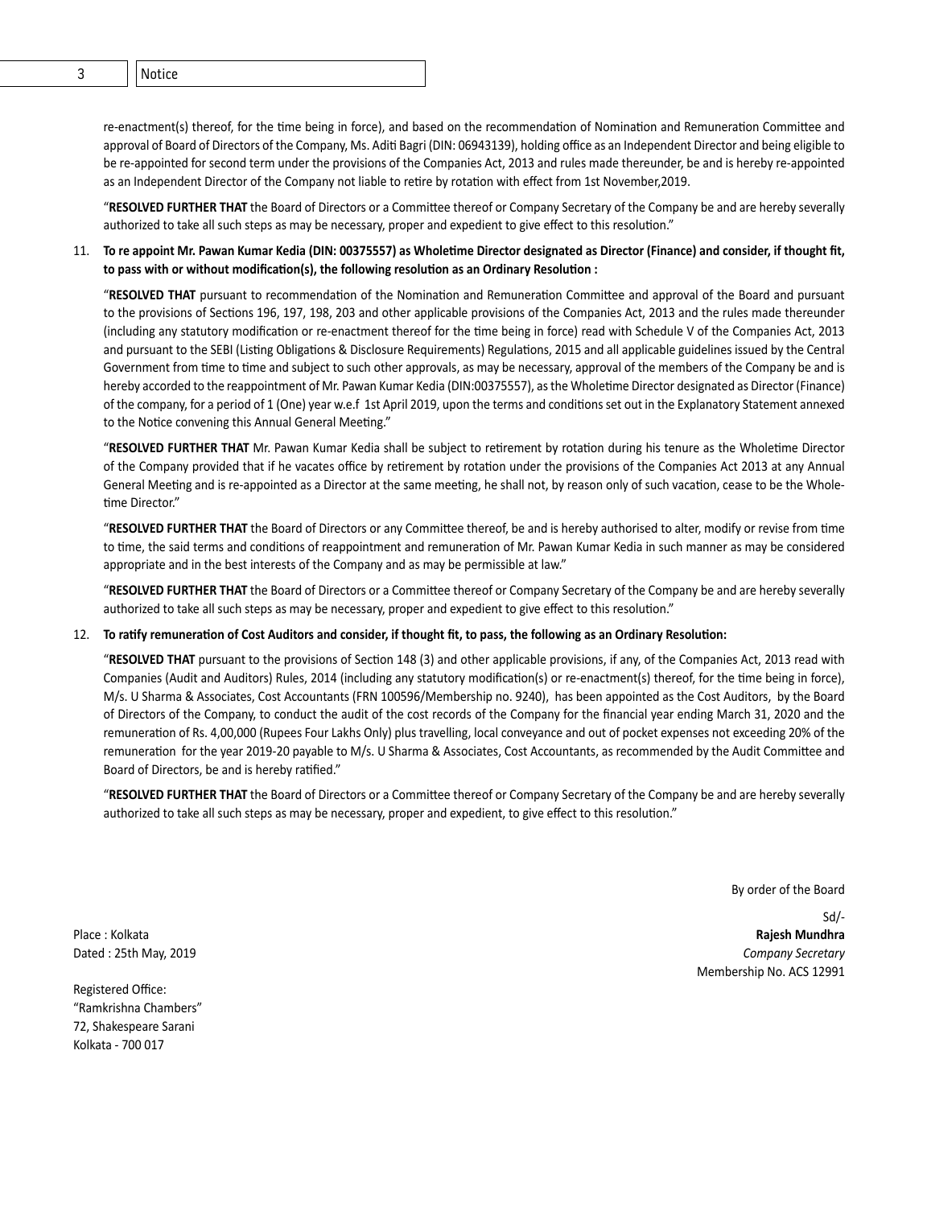re-enactment(s) thereof, for the time being in force), and based on the recommendation of Nomination and Remuneration Committee and approval of Board of Directors of the Company, Ms. Aditi Bagri (DIN: 06943139), holding office as an Independent Director and being eligible to be re-appointed for second term under the provisions of the Companies Act, 2013 and rules made thereunder, be and is hereby re-appointed as an Independent Director of the Company not liable to retire by rotation with effect from 1st November,2019.

"**RESOLVED FURTHER THAT** the Board of Directors or a Committee thereof or Company Secretary of the Company be and are hereby severally authorized to take all such steps as may be necessary, proper and expedient to give effect to this resolution."

11. **To re appoint Mr. Pawan Kumar Kedia (DIN: 00375557) as Wholetime Director designated as Director (Finance) and consider, if thought fit, to pass with or without modification(s), the following resolution as an Ordinary Resolution :**

"**RESOLVED THAT** pursuant to recommendation of the Nomination and Remuneration Committee and approval of the Board and pursuant to the provisions of Sections 196, 197, 198, 203 and other applicable provisions of the Companies Act, 2013 and the rules made thereunder (including any statutory modification or re-enactment thereof for the time being in force) read with Schedule V of the Companies Act, 2013 and pursuant to the SEBI (Listing Obligations & Disclosure Requirements) Regulations, 2015 and all applicable guidelines issued by the Central Government from time to time and subject to such other approvals, as may be necessary, approval of the members of the Company be and is hereby accorded to the reappointment of Mr. Pawan Kumar Kedia (DIN:00375557), as the Wholetime Director designated as Director (Finance) of the company, for a period of 1 (One) year w.e.f 1st April 2019, upon the terms and conditions set out in the Explanatory Statement annexed to the Notice convening this Annual General Meeting."

"**RESOLVED FURTHER THAT** Mr. Pawan Kumar Kedia shall be subject to retirement by rotation during his tenure as the Wholetime Director of the Company provided that if he vacates office by retirement by rotation under the provisions of the Companies Act 2013 at any Annual General Meeting and is re-appointed as a Director at the same meeting, he shall not, by reason only of such vacation, cease to be the Whole-time Director."

"**RESOLVED FURTHER THAT** the Board of Directors or any Committee thereof, be and is hereby authorised to alter, modify or revise from time to time, the said terms and conditions of reappointment and remuneration of Mr. Pawan Kumar Kedia in such manner as may be considered appropriate and in the best interests of the Company and as may be permissible at law."

"**RESOLVED FURTHER THAT** the Board of Directors or a Committee thereof or Company Secretary of the Company be and are hereby severally authorized to take all such steps as may be necessary, proper and expedient to give effect to this resolution."

12. **To ratify remuneration of Cost Auditors and consider, if thought fit, to pass, the following as an Ordinary Resolution:**

"**RESOLVED THAT** pursuant to the provisions of Section 148 (3) and other applicable provisions, if any, of the Companies Act, 2013 read with Companies (Audit and Auditors) Rules, 2014 (including any statutory modification(s) or re-enactment(s) thereof, for the time being in force), M/s. U Sharma & Associates, Cost Accountants (FRN 100596/Membership no. 9240), has been appointed as the Cost Auditors, by the Board of Directors of the Company, to conduct the audit of the cost records of the Company for the financial year ending March 31, 2020 and the remuneration of Rs. 4,00,000 (Rupees Four Lakhs Only) plus travelling, local conveyance and out of pocket expenses not exceeding 20% of the remuneration for the year 2019-20 payable to M/s. U Sharma & Associates, Cost Accountants, as recommended by the Audit Committee and Board of Directors, be and is hereby ratified."

"**RESOLVED FURTHER THAT** the Board of Directors or a Committee thereof or Company Secretary of the Company be and are hereby severally authorized to take all such steps as may be necessary, proper and expedient, to give effect to this resolution."

By order of the Board

Sd/-
**Rajesh Mundhra**
*Company Secretary*
Membership No. ACS 12991

Place : Kolkata
Dated : 25th May, 2019

Registered Office:
"Ramkrishna Chambers"
72, Shakespeare Sarani
Kolkata - 700 017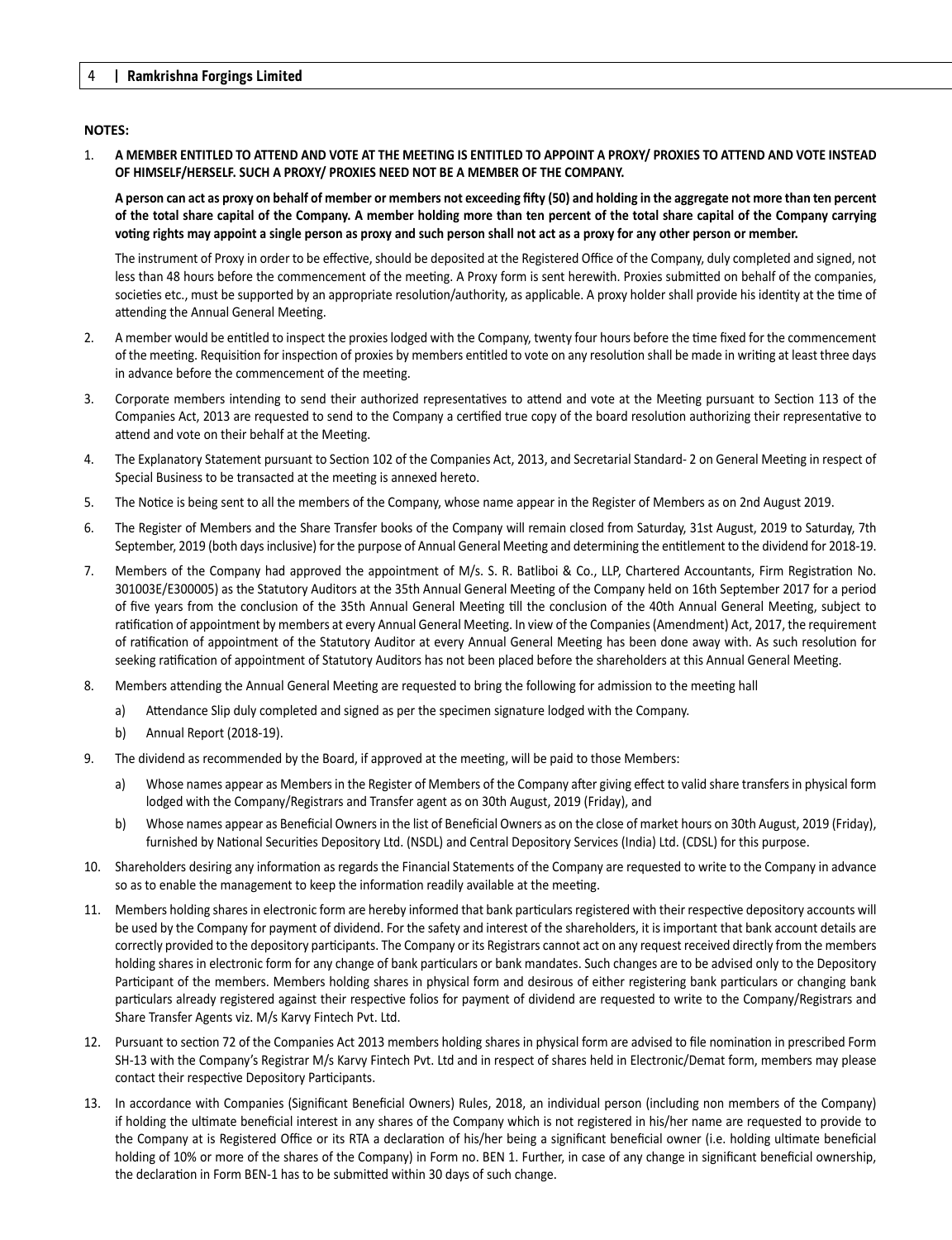**NOTES:**

1. **A MEMBER ENTITLED TO ATTEND AND VOTE AT THE MEETING IS ENTITLED TO APPOINT A PROXY/ PROXIES TO ATTEND AND VOTE INSTEAD OF HIMSELF/HERSELF. SUCH A PROXY/ PROXIES NEED NOT BE A MEMBER OF THE COMPANY.**

   **A person can act as proxy on behalf of member or members not exceeding fifty (50) and holding in the aggregate not more than ten percent of the total share capital of the Company. A member holding more than ten percent of the total share capital of the Company carrying voting rights may appoint a single person as proxy and such person shall not act as a proxy for any other person or member.**

   The instrument of Proxy in order to be effective, should be deposited at the Registered Office of the Company, duly completed and signed, not less than 48 hours before the commencement of the meeting. A Proxy form is sent herewith. Proxies submitted on behalf of the companies, societies etc., must be supported by an appropriate resolution/authority, as applicable. A proxy holder shall provide his identity at the time of attending the Annual General Meeting.

2. A member would be entitled to inspect the proxies lodged with the Company, twenty four hours before the time fixed for the commencement of the meeting. Requisition for inspection of proxies by members entitled to vote on any resolution shall be made in writing at least three days in advance before the commencement of the meeting.

3. Corporate members intending to send their authorized representatives to attend and vote at the Meeting pursuant to Section 113 of the Companies Act, 2013 are requested to send to the Company a certified true copy of the board resolution authorizing their representative to attend and vote on their behalf at the Meeting.

4. The Explanatory Statement pursuant to Section 102 of the Companies Act, 2013, and Secretarial Standard- 2 on General Meeting in respect of Special Business to be transacted at the meeting is annexed hereto.

5. The Notice is being sent to all the members of the Company, whose name appear in the Register of Members as on 2nd August 2019.

6. The Register of Members and the Share Transfer books of the Company will remain closed from Saturday, 31st August, 2019 to Saturday, 7th September, 2019 (both days inclusive) for the purpose of Annual General Meeting and determining the entitlement to the dividend for 2018-19.

7. Members of the Company had approved the appointment of M/s. S. R. Batliboi & Co., LLP, Chartered Accountants, Firm Registration No. 301003E/E300005) as the Statutory Auditors at the 35th Annual General Meeting of the Company held on 16th September 2017 for a period of five years from the conclusion of the 35th Annual General Meeting till the conclusion of the 40th Annual General Meeting, subject to ratification of appointment by members at every Annual General Meeting. In view of the Companies (Amendment) Act, 2017, the requirement of ratification of appointment of the Statutory Auditor at every Annual General Meeting has been done away with. As such resolution for seeking ratification of appointment of Statutory Auditors has not been placed before the shareholders at this Annual General Meeting.

8. Members attending the Annual General Meeting are requested to bring the following for admission to the meeting hall

   a) Attendance Slip duly completed and signed as per the specimen signature lodged with the Company.

   b) Annual Report (2018-19).

9. The dividend as recommended by the Board, if approved at the meeting, will be paid to those Members:

   a) Whose names appear as Members in the Register of Members of the Company after giving effect to valid share transfers in physical form lodged with the Company/Registrars and Transfer agent as on 30th August, 2019 (Friday), and

   b) Whose names appear as Beneficial Owners in the list of Beneficial Owners as on the close of market hours on 30th August, 2019 (Friday), furnished by National Securities Depository Ltd. (NSDL) and Central Depository Services (India) Ltd. (CDSL) for this purpose.

10. Shareholders desiring any information as regards the Financial Statements of the Company are requested to write to the Company in advance so as to enable the management to keep the information readily available at the meeting.

11. Members holding shares in electronic form are hereby informed that bank particulars registered with their respective depository accounts will be used by the Company for payment of dividend. For the safety and interest of the shareholders, it is important that bank account details are correctly provided to the depository participants. The Company or its Registrars cannot act on any request received directly from the members holding shares in electronic form for any change of bank particulars or bank mandates. Such changes are to be advised only to the Depository Participant of the members. Members holding shares in physical form and desirous of either registering bank particulars or changing bank particulars already registered against their respective folios for payment of dividend are requested to write to the Company/Registrars and Share Transfer Agents viz. M/s Karvy Fintech Pvt. Ltd.

12. Pursuant to section 72 of the Companies Act 2013 members holding shares in physical form are advised to file nomination in prescribed Form SH-13 with the Company's Registrar M/s Karvy Fintech Pvt. Ltd and in respect of shares held in Electronic/Demat form, members may please contact their respective Depository Participants.

13. In accordance with Companies (Significant Beneficial Owners) Rules, 2018, an individual person (including non members of the Company) if holding the ultimate beneficial interest in any shares of the Company which is not registered in his/her name are requested to provide to the Company at is Registered Office or its RTA a declaration of his/her being a significant beneficial owner (i.e. holding ultimate beneficial holding of 10% or more of the shares of the Company) in Form no. BEN 1. Further, in case of any change in significant beneficial ownership, the declaration in Form BEN-1 has to be submitted within 30 days of such change.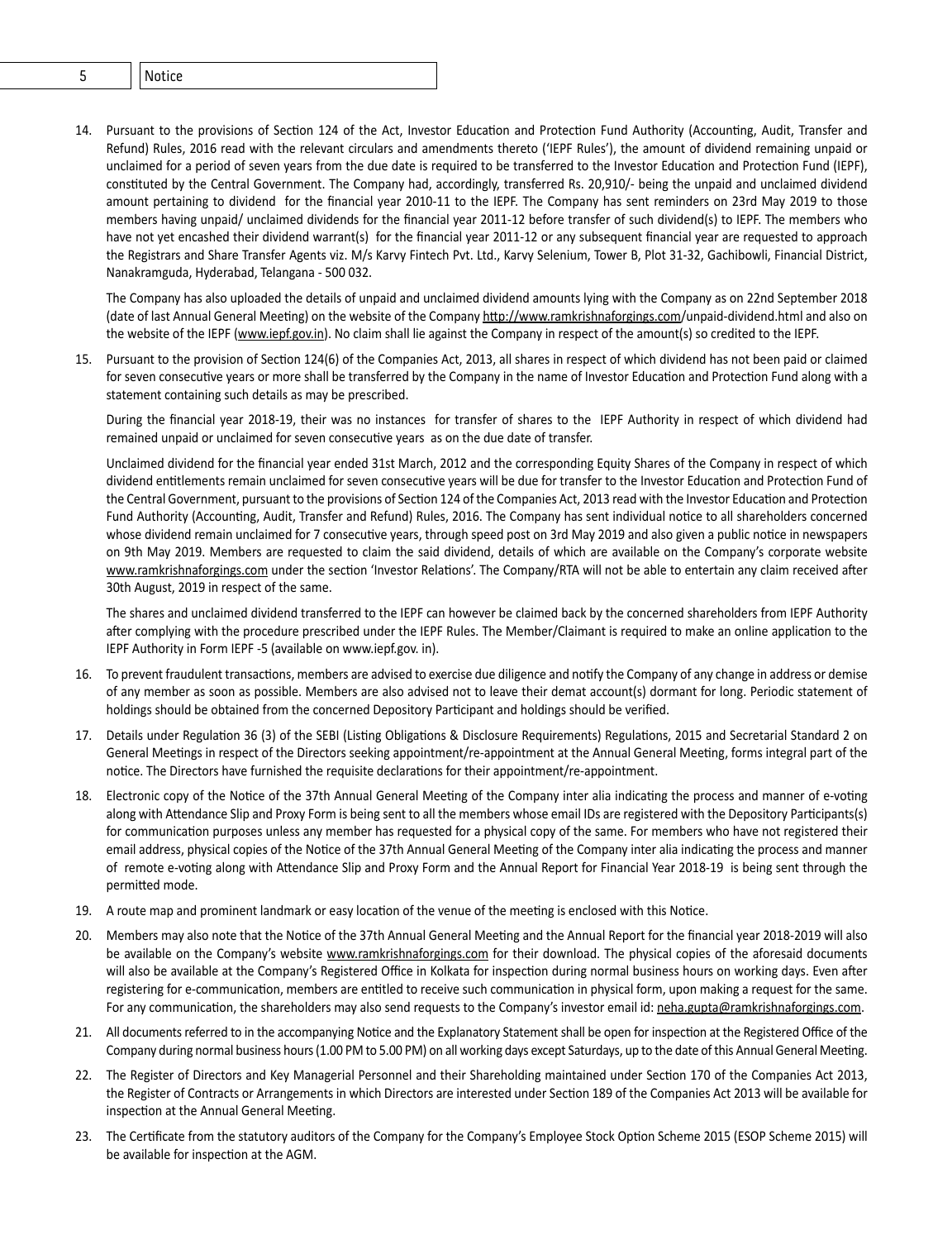14. Pursuant to the provisions of Section 124 of the Act, Investor Education and Protection Fund Authority (Accounting, Audit, Transfer and Refund) Rules, 2016 read with the relevant circulars and amendments thereto ('IEPF Rules'), the amount of dividend remaining unpaid or unclaimed for a period of seven years from the due date is required to be transferred to the Investor Education and Protection Fund (IEPF), constituted by the Central Government. The Company had, accordingly, transferred Rs. 20,910/- being the unpaid and unclaimed dividend amount pertaining to dividend for the financial year 2010-11 to the IEPF. The Company has sent reminders on 23rd May 2019 to those members having unpaid/ unclaimed dividends for the financial year 2011-12 before transfer of such dividend(s) to IEPF. The members who have not yet encashed their dividend warrant(s) for the financial year 2011-12 or any subsequent financial year are requested to approach the Registrars and Share Transfer Agents viz. M/s Karvy Fintech Pvt. Ltd., Karvy Selenium, Tower B, Plot 31-32, Gachibowli, Financial District, Nanakramguda, Hyderabad, Telangana - 500 032.

    The Company has also uploaded the details of unpaid and unclaimed dividend amounts lying with the Company as on 22nd September 2018 (date of last Annual General Meeting) on the website of the Company http://www.ramkrishnaforgings.com/unpaid-dividend.html and also on the website of the IEPF (www.iepf.gov.in). No claim shall lie against the Company in respect of the amount(s) so credited to the IEPF.

15. Pursuant to the provision of Section 124(6) of the Companies Act, 2013, all shares in respect of which dividend has not been paid or claimed for seven consecutive years or more shall be transferred by the Company in the name of Investor Education and Protection Fund along with a statement containing such details as may be prescribed.

    During the financial year 2018-19, their was no instances for transfer of shares to the IEPF Authority in respect of which dividend had remained unpaid or unclaimed for seven consecutive years as on the due date of transfer.

    Unclaimed dividend for the financial year ended 31st March, 2012 and the corresponding Equity Shares of the Company in respect of which dividend entitlements remain unclaimed for seven consecutive years will be due for transfer to the Investor Education and Protection Fund of the Central Government, pursuant to the provisions of Section 124 of the Companies Act, 2013 read with the Investor Education and Protection Fund Authority (Accounting, Audit, Transfer and Refund) Rules, 2016. The Company has sent individual notice to all shareholders concerned whose dividend remain unclaimed for 7 consecutive years, through speed post on 3rd May 2019 and also given a public notice in newspapers on 9th May 2019. Members are requested to claim the said dividend, details of which are available on the Company's corporate website www.ramkrishnaforgings.com under the section 'Investor Relations'. The Company/RTA will not be able to entertain any claim received after 30th August, 2019 in respect of the same.

    The shares and unclaimed dividend transferred to the IEPF can however be claimed back by the concerned shareholders from IEPF Authority after complying with the procedure prescribed under the IEPF Rules. The Member/Claimant is required to make an online application to the IEPF Authority in Form IEPF -5 (available on www.iepf.gov. in).

16. To prevent fraudulent transactions, members are advised to exercise due diligence and notify the Company of any change in address or demise of any member as soon as possible. Members are also advised not to leave their demat account(s) dormant for long. Periodic statement of holdings should be obtained from the concerned Depository Participant and holdings should be verified.

17. Details under Regulation 36 (3) of the SEBI (Listing Obligations & Disclosure Requirements) Regulations, 2015 and Secretarial Standard 2 on General Meetings in respect of the Directors seeking appointment/re-appointment at the Annual General Meeting, forms integral part of the notice. The Directors have furnished the requisite declarations for their appointment/re-appointment.

18. Electronic copy of the Notice of the 37th Annual General Meeting of the Company inter alia indicating the process and manner of e-voting along with Attendance Slip and Proxy Form is being sent to all the members whose email IDs are registered with the Depository Participants(s) for communication purposes unless any member has requested for a physical copy of the same. For members who have not registered their email address, physical copies of the Notice of the 37th Annual General Meeting of the Company inter alia indicating the process and manner of remote e-voting along with Attendance Slip and Proxy Form and the Annual Report for Financial Year 2018-19 is being sent through the permitted mode.

19. A route map and prominent landmark or easy location of the venue of the meeting is enclosed with this Notice.

20. Members may also note that the Notice of the 37th Annual General Meeting and the Annual Report for the financial year 2018-2019 will also be available on the Company's website www.ramkrishnaforgings.com for their download. The physical copies of the aforesaid documents will also be available at the Company's Registered Office in Kolkata for inspection during normal business hours on working days. Even after registering for e-communication, members are entitled to receive such communication in physical form, upon making a request for the same. For any communication, the shareholders may also send requests to the Company's investor email id: neha.gupta@ramkrishnaforgings.com.

21. All documents referred to in the accompanying Notice and the Explanatory Statement shall be open for inspection at the Registered Office of the Company during normal business hours (1.00 PM to 5.00 PM) on all working days except Saturdays, up to the date of this Annual General Meeting.

22. The Register of Directors and Key Managerial Personnel and their Shareholding maintained under Section 170 of the Companies Act 2013, the Register of Contracts or Arrangements in which Directors are interested under Section 189 of the Companies Act 2013 will be available for inspection at the Annual General Meeting.

23. The Certificate from the statutory auditors of the Company for the Company's Employee Stock Option Scheme 2015 (ESOP Scheme 2015) will be available for inspection at the AGM.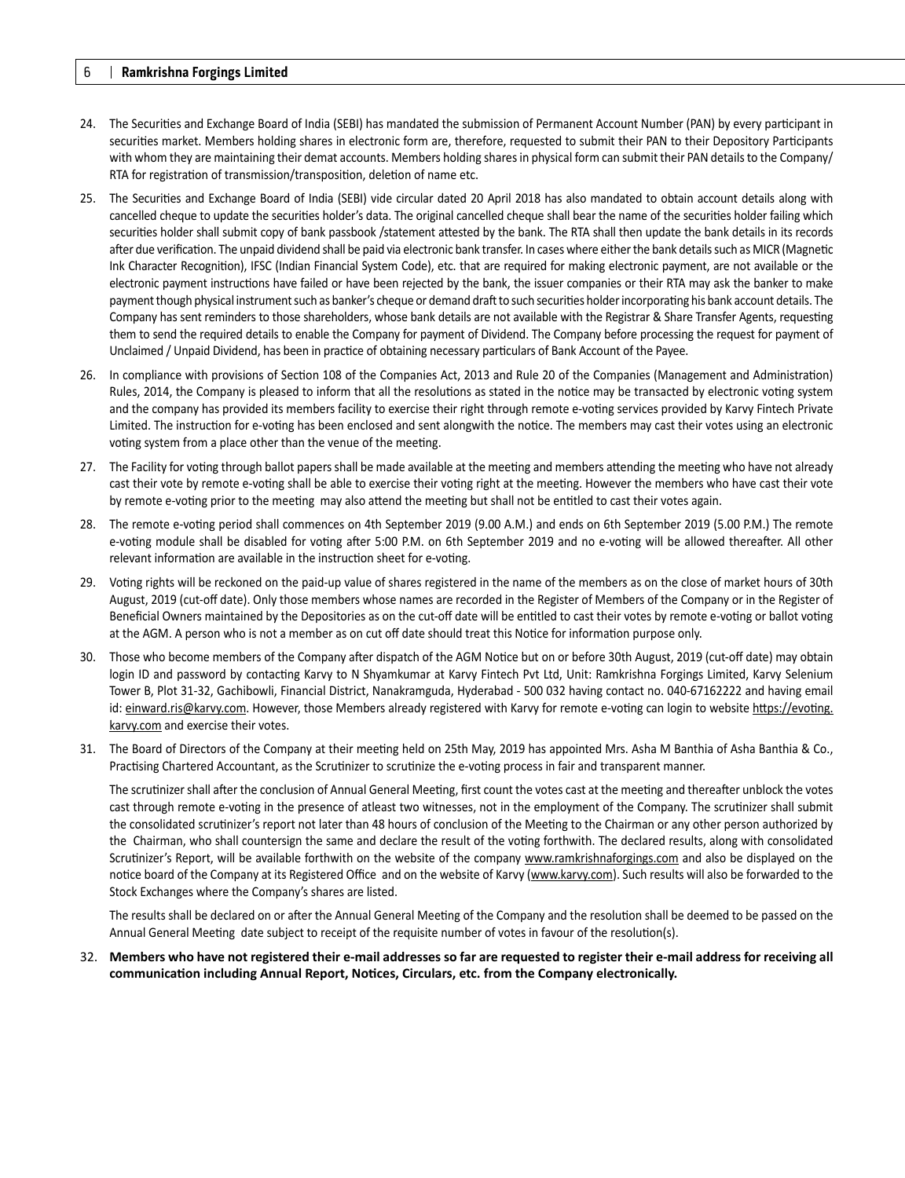24. The Securities and Exchange Board of India (SEBI) has mandated the submission of Permanent Account Number (PAN) by every participant in securities market. Members holding shares in electronic form are, therefore, requested to submit their PAN to their Depository Participants with whom they are maintaining their demat accounts. Members holding shares in physical form can submit their PAN details to the Company/ RTA for registration of transmission/transposition, deletion of name etc.

25. The Securities and Exchange Board of India (SEBI) vide circular dated 20 April 2018 has also mandated to obtain account details along with cancelled cheque to update the securities holder's data. The original cancelled cheque shall bear the name of the securities holder failing which securities holder shall submit copy of bank passbook /statement attested by the bank. The RTA shall then update the bank details in its records after due verification. The unpaid dividend shall be paid via electronic bank transfer. In cases where either the bank details such as MICR (Magnetic Ink Character Recognition), IFSC (Indian Financial System Code), etc. that are required for making electronic payment, are not available or the electronic payment instructions have failed or have been rejected by the bank, the issuer companies or their RTA may ask the banker to make payment though physical instrument such as banker's cheque or demand draft to such securities holder incorporating his bank account details. The Company has sent reminders to those shareholders, whose bank details are not available with the Registrar & Share Transfer Agents, requesting them to send the required details to enable the Company for payment of Dividend. The Company before processing the request for payment of Unclaimed / Unpaid Dividend, has been in practice of obtaining necessary particulars of Bank Account of the Payee.

26. In compliance with provisions of Section 108 of the Companies Act, 2013 and Rule 20 of the Companies (Management and Administration) Rules, 2014, the Company is pleased to inform that all the resolutions as stated in the notice may be transacted by electronic voting system and the company has provided its members facility to exercise their right through remote e-voting services provided by Karvy Fintech Private Limited. The instruction for e-voting has been enclosed and sent alongwith the notice. The members may cast their votes using an electronic voting system from a place other than the venue of the meeting.

27. The Facility for voting through ballot papers shall be made available at the meeting and members attending the meeting who have not already cast their vote by remote e-voting shall be able to exercise their voting right at the meeting. However the members who have cast their vote by remote e-voting prior to the meeting may also attend the meeting but shall not be entitled to cast their votes again.

28. The remote e-voting period shall commences on 4th September 2019 (9.00 A.M.) and ends on 6th September 2019 (5.00 P.M.) The remote e-voting module shall be disabled for voting after 5:00 P.M. on 6th September 2019 and no e-voting will be allowed thereafter. All other relevant information are available in the instruction sheet for e-voting.

29. Voting rights will be reckoned on the paid-up value of shares registered in the name of the members as on the close of market hours of 30th August, 2019 (cut-off date). Only those members whose names are recorded in the Register of Members of the Company or in the Register of Beneficial Owners maintained by the Depositories as on the cut-off date will be entitled to cast their votes by remote e-voting or ballot voting at the AGM. A person who is not a member as on cut off date should treat this Notice for information purpose only.

30. Those who become members of the Company after dispatch of the AGM Notice but on or before 30th August, 2019 (cut-off date) may obtain login ID and password by contacting Karvy to N Shyamkumar at Karvy Fintech Pvt Ltd, Unit: Ramkrishna Forgings Limited, Karvy Selenium Tower B, Plot 31-32, Gachibowli, Financial District, Nanakramguda, Hyderabad - 500 032 having contact no. 040-67162222 and having email id: einward.ris@karvy.com. However, those Members already registered with Karvy for remote e-voting can login to website https://evoting.karvy.com and exercise their votes.

31. The Board of Directors of the Company at their meeting held on 25th May, 2019 has appointed Mrs. Asha M Banthia of Asha Banthia & Co., Practising Chartered Accountant, as the Scrutinizer to scrutinize the e-voting process in fair and transparent manner.

    The scrutinizer shall after the conclusion of Annual General Meeting, first count the votes cast at the meeting and thereafter unblock the votes cast through remote e-voting in the presence of atleast two witnesses, not in the employment of the Company. The scrutinizer shall submit the consolidated scrutinizer's report not later than 48 hours of conclusion of the Meeting to the Chairman or any other person authorized by the Chairman, who shall countersign the same and declare the result of the voting forthwith. The declared results, along with consolidated Scrutinizer's Report, will be available forthwith on the website of the company www.ramkrishnaforgings.com and also be displayed on the notice board of the Company at its Registered Office and on the website of Karvy (www.karvy.com). Such results will also be forwarded to the Stock Exchanges where the Company's shares are listed.

    The results shall be declared on or after the Annual General Meeting of the Company and the resolution shall be deemed to be passed on the Annual General Meeting date subject to receipt of the requisite number of votes in favour of the resolution(s).

32. **Members who have not registered their e-mail addresses so far are requested to register their e-mail address for receiving all communication including Annual Report, Notices, Circulars, etc. from the Company electronically.**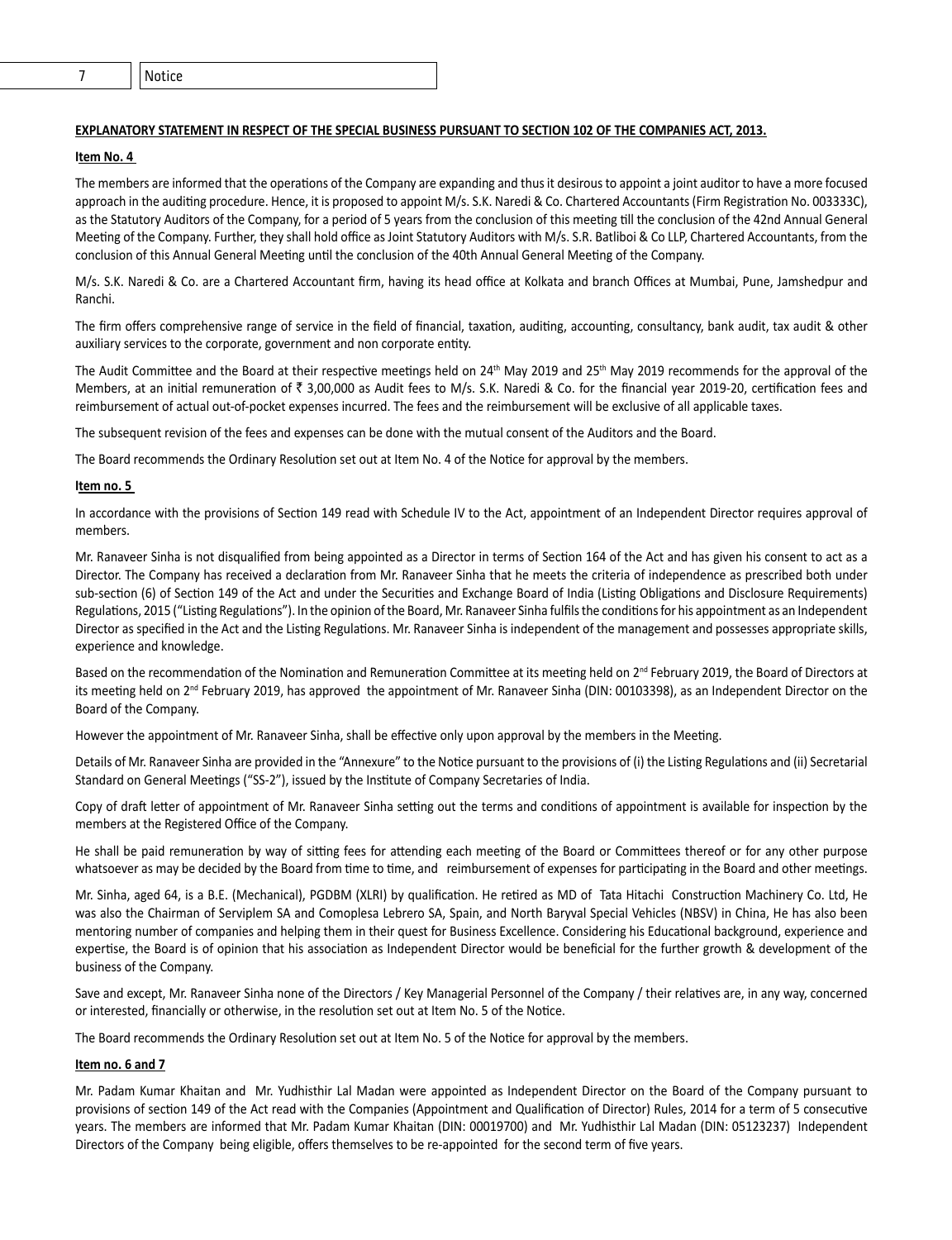**EXPLANATORY STATEMENT IN RESPECT OF THE SPECIAL BUSINESS PURSUANT TO SECTION 102 OF THE COMPANIES ACT, 2013.**

**Item No. 4**

The members are informed that the operations of the Company are expanding and thus it desirous to appoint a joint auditor to have a more focused approach in the auditing procedure. Hence, it is proposed to appoint M/s. S.K. Naredi & Co. Chartered Accountants (Firm Registration No. 003333C), as the Statutory Auditors of the Company, for a period of 5 years from the conclusion of this meeting till the conclusion of the 42nd Annual General Meeting of the Company. Further, they shall hold office as Joint Statutory Auditors with M/s. S.R. Batliboi & Co LLP, Chartered Accountants, from the conclusion of this Annual General Meeting until the conclusion of the 40th Annual General Meeting of the Company.

M/s. S.K. Naredi & Co. are a Chartered Accountant firm, having its head office at Kolkata and branch Offices at Mumbai, Pune, Jamshedpur and Ranchi.

The firm offers comprehensive range of service in the field of financial, taxation, auditing, accounting, consultancy, bank audit, tax audit & other auxiliary services to the corporate, government and non corporate entity.

The Audit Committee and the Board at their respective meetings held on 24th May 2019 and 25th May 2019 recommends for the approval of the Members, at an initial remuneration of ₹ 3,00,000 as Audit fees to M/s. S.K. Naredi & Co. for the financial year 2019-20, certification fees and reimbursement of actual out-of-pocket expenses incurred. The fees and the reimbursement will be exclusive of all applicable taxes.

The subsequent revision of the fees and expenses can be done with the mutual consent of the Auditors and the Board.

The Board recommends the Ordinary Resolution set out at Item No. 4 of the Notice for approval by the members.

**Item no. 5**

In accordance with the provisions of Section 149 read with Schedule IV to the Act, appointment of an Independent Director requires approval of members.

Mr. Ranaveer Sinha is not disqualified from being appointed as a Director in terms of Section 164 of the Act and has given his consent to act as a Director. The Company has received a declaration from Mr. Ranaveer Sinha that he meets the criteria of independence as prescribed both under sub-section (6) of Section 149 of the Act and under the Securities and Exchange Board of India (Listing Obligations and Disclosure Requirements) Regulations, 2015 ("Listing Regulations"). In the opinion of the Board, Mr. Ranaveer Sinha fulfils the conditions for his appointment as an Independent Director as specified in the Act and the Listing Regulations. Mr. Ranaveer Sinha is independent of the management and possesses appropriate skills, experience and knowledge.

Based on the recommendation of the Nomination and Remuneration Committee at its meeting held on 2nd February 2019, the Board of Directors at its meeting held on 2nd February 2019, has approved the appointment of Mr. Ranaveer Sinha (DIN: 00103398), as an Independent Director on the Board of the Company.

However the appointment of Mr. Ranaveer Sinha, shall be effective only upon approval by the members in the Meeting.

Details of Mr. Ranaveer Sinha are provided in the "Annexure" to the Notice pursuant to the provisions of (i) the Listing Regulations and (ii) Secretarial Standard on General Meetings ("SS-2"), issued by the Institute of Company Secretaries of India.

Copy of draft letter of appointment of Mr. Ranaveer Sinha setting out the terms and conditions of appointment is available for inspection by the members at the Registered Office of the Company.

He shall be paid remuneration by way of sitting fees for attending each meeting of the Board or Committees thereof or for any other purpose whatsoever as may be decided by the Board from time to time, and reimbursement of expenses for participating in the Board and other meetings.

Mr. Sinha, aged 64, is a B.E. (Mechanical), PGDBM (XLRI) by qualification. He retired as MD of Tata Hitachi Construction Machinery Co. Ltd, He was also the Chairman of Serviplem SA and Comoplesa Lebrero SA, Spain, and North Baryval Special Vehicles (NBSV) in China, He has also been mentoring number of companies and helping them in their quest for Business Excellence. Considering his Educational background, experience and expertise, the Board is of opinion that his association as Independent Director would be beneficial for the further growth & development of the business of the Company.

Save and except, Mr. Ranaveer Sinha none of the Directors / Key Managerial Personnel of the Company / their relatives are, in any way, concerned or interested, financially or otherwise, in the resolution set out at Item No. 5 of the Notice.

The Board recommends the Ordinary Resolution set out at Item No. 5 of the Notice for approval by the members.

**Item no. 6 and 7**

Mr. Padam Kumar Khaitan and Mr. Yudhisthir Lal Madan were appointed as Independent Director on the Board of the Company pursuant to provisions of section 149 of the Act read with the Companies (Appointment and Qualification of Director) Rules, 2014 for a term of 5 consecutive years. The members are informed that Mr. Padam Kumar Khaitan (DIN: 00019700) and Mr. Yudhisthir Lal Madan (DIN: 05123237) Independent Directors of the Company being eligible, offers themselves to be re-appointed for the second term of five years.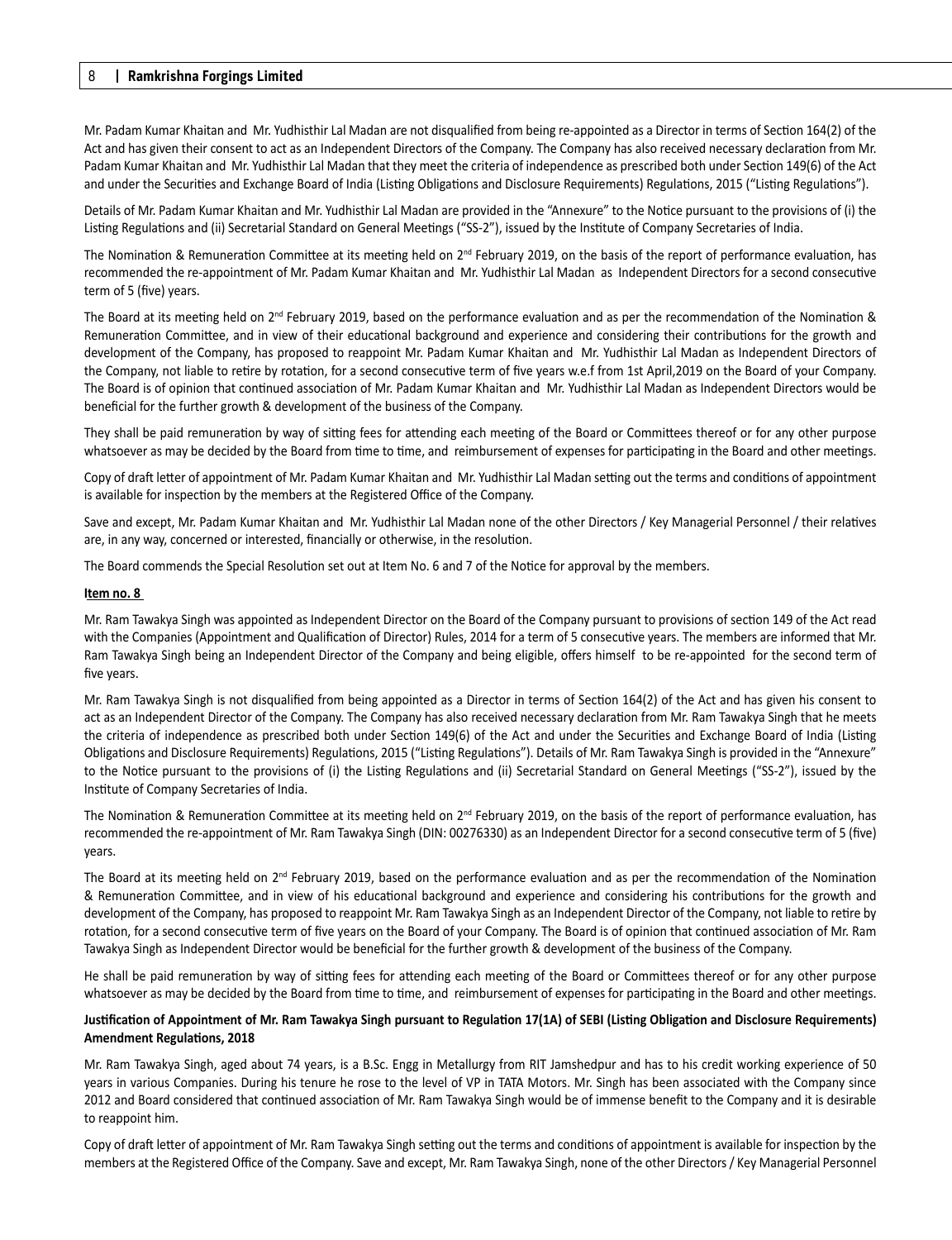Mr. Padam Kumar Khaitan and Mr. Yudhisthir Lal Madan are not disqualified from being re-appointed as a Director in terms of Section 164(2) of the Act and has given their consent to act as an Independent Directors of the Company. The Company has also received necessary declaration from Mr. Padam Kumar Khaitan and Mr. Yudhisthir Lal Madan that they meet the criteria of independence as prescribed both under Section 149(6) of the Act and under the Securities and Exchange Board of India (Listing Obligations and Disclosure Requirements) Regulations, 2015 ("Listing Regulations").

Details of Mr. Padam Kumar Khaitan and Mr. Yudhisthir Lal Madan are provided in the "Annexure" to the Notice pursuant to the provisions of (i) the Listing Regulations and (ii) Secretarial Standard on General Meetings ("SS-2"), issued by the Institute of Company Secretaries of India.

The Nomination & Remuneration Committee at its meeting held on 2nd February 2019, on the basis of the report of performance evaluation, has recommended the re-appointment of Mr. Padam Kumar Khaitan and Mr. Yudhisthir Lal Madan as Independent Directors for a second consecutive term of 5 (five) years.

The Board at its meeting held on 2nd February 2019, based on the performance evaluation and as per the recommendation of the Nomination & Remuneration Committee, and in view of their educational background and experience and considering their contributions for the growth and development of the Company, has proposed to reappoint Mr. Padam Kumar Khaitan and Mr. Yudhisthir Lal Madan as Independent Directors of the Company, not liable to retire by rotation, for a second consecutive term of five years w.e.f from 1st April,2019 on the Board of your Company. The Board is of opinion that continued association of Mr. Padam Kumar Khaitan and Mr. Yudhisthir Lal Madan as Independent Directors would be beneficial for the further growth & development of the business of the Company.

They shall be paid remuneration by way of sitting fees for attending each meeting of the Board or Committees thereof or for any other purpose whatsoever as may be decided by the Board from time to time, and reimbursement of expenses for participating in the Board and other meetings.

Copy of draft letter of appointment of Mr. Padam Kumar Khaitan and Mr. Yudhisthir Lal Madan setting out the terms and conditions of appointment is available for inspection by the members at the Registered Office of the Company.

Save and except, Mr. Padam Kumar Khaitan and Mr. Yudhisthir Lal Madan none of the other Directors / Key Managerial Personnel / their relatives are, in any way, concerned or interested, financially or otherwise, in the resolution.

The Board commends the Special Resolution set out at Item No. 6 and 7 of the Notice for approval by the members.

**Item no. 8**

Mr. Ram Tawakya Singh was appointed as Independent Director on the Board of the Company pursuant to provisions of section 149 of the Act read with the Companies (Appointment and Qualification of Director) Rules, 2014 for a term of 5 consecutive years. The members are informed that Mr. Ram Tawakya Singh being an Independent Director of the Company and being eligible, offers himself to be re-appointed for the second term of five years.

Mr. Ram Tawakya Singh is not disqualified from being appointed as a Director in terms of Section 164(2) of the Act and has given his consent to act as an Independent Director of the Company. The Company has also received necessary declaration from Mr. Ram Tawakya Singh that he meets the criteria of independence as prescribed both under Section 149(6) of the Act and under the Securities and Exchange Board of India (Listing Obligations and Disclosure Requirements) Regulations, 2015 ("Listing Regulations"). Details of Mr. Ram Tawakya Singh is provided in the "Annexure" to the Notice pursuant to the provisions of (i) the Listing Regulations and (ii) Secretarial Standard on General Meetings ("SS-2"), issued by the Institute of Company Secretaries of India.

The Nomination & Remuneration Committee at its meeting held on 2nd February 2019, on the basis of the report of performance evaluation, has recommended the re-appointment of Mr. Ram Tawakya Singh (DIN: 00276330) as an Independent Director for a second consecutive term of 5 (five) years.

The Board at its meeting held on 2nd February 2019, based on the performance evaluation and as per the recommendation of the Nomination & Remuneration Committee, and in view of his educational background and experience and considering his contributions for the growth and development of the Company, has proposed to reappoint Mr. Ram Tawakya Singh as an Independent Director of the Company, not liable to retire by rotation, for a second consecutive term of five years on the Board of your Company. The Board is of opinion that continued association of Mr. Ram Tawakya Singh as Independent Director would be beneficial for the further growth & development of the business of the Company.

He shall be paid remuneration by way of sitting fees for attending each meeting of the Board or Committees thereof or for any other purpose whatsoever as may be decided by the Board from time to time, and reimbursement of expenses for participating in the Board and other meetings.

**Justification of Appointment of Mr. Ram Tawakya Singh pursuant to Regulation 17(1A) of SEBI (Listing Obligation and Disclosure Requirements) Amendment Regulations, 2018**

Mr. Ram Tawakya Singh, aged about 74 years, is a B.Sc. Engg in Metallurgy from RIT Jamshedpur and has to his credit working experience of 50 years in various Companies. During his tenure he rose to the level of VP in TATA Motors. Mr. Singh has been associated with the Company since 2012 and Board considered that continued association of Mr. Ram Tawakya Singh would be of immense benefit to the Company and it is desirable to reappoint him.

Copy of draft letter of appointment of Mr. Ram Tawakya Singh setting out the terms and conditions of appointment is available for inspection by the members at the Registered Office of the Company. Save and except, Mr. Ram Tawakya Singh, none of the other Directors / Key Managerial Personnel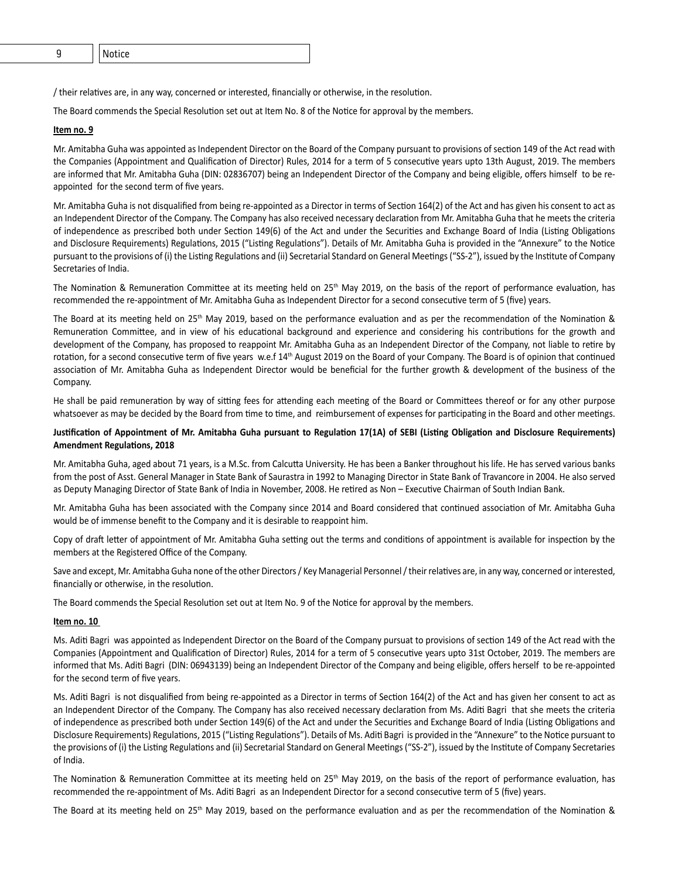/ their relatives are, in any way, concerned or interested, financially or otherwise, in the resolution.

The Board commends the Special Resolution set out at Item No. 8 of the Notice for approval by the members.

**Item no. 9**

Mr. Amitabha Guha was appointed as Independent Director on the Board of the Company pursuant to provisions of section 149 of the Act read with the Companies (Appointment and Qualification of Director) Rules, 2014 for a term of 5 consecutive years upto 13th August, 2019. The members are informed that Mr. Amitabha Guha (DIN: 02836707) being an Independent Director of the Company and being eligible, offers himself to be re-appointed for the second term of five years.

Mr. Amitabha Guha is not disqualified from being re-appointed as a Director in terms of Section 164(2) of the Act and has given his consent to act as an Independent Director of the Company. The Company has also received necessary declaration from Mr. Amitabha Guha that he meets the criteria of independence as prescribed both under Section 149(6) of the Act and under the Securities and Exchange Board of India (Listing Obligations and Disclosure Requirements) Regulations, 2015 ("Listing Regulations"). Details of Mr. Amitabha Guha is provided in the "Annexure" to the Notice pursuant to the provisions of (i) the Listing Regulations and (ii) Secretarial Standard on General Meetings ("SS-2"), issued by the Institute of Company Secretaries of India.

The Nomination & Remuneration Committee at its meeting held on 25th May 2019, on the basis of the report of performance evaluation, has recommended the re-appointment of Mr. Amitabha Guha as Independent Director for a second consecutive term of 5 (five) years.

The Board at its meeting held on 25th May 2019, based on the performance evaluation and as per the recommendation of the Nomination & Remuneration Committee, and in view of his educational background and experience and considering his contributions for the growth and development of the Company, has proposed to reappoint Mr. Amitabha Guha as an Independent Director of the Company, not liable to retire by rotation, for a second consecutive term of five years w.e.f 14th August 2019 on the Board of your Company. The Board is of opinion that continued association of Mr. Amitabha Guha as Independent Director would be beneficial for the further growth & development of the business of the Company.

He shall be paid remuneration by way of sitting fees for attending each meeting of the Board or Committees thereof or for any other purpose whatsoever as may be decided by the Board from time to time, and reimbursement of expenses for participating in the Board and other meetings.

**Justification of Appointment of Mr. Amitabha Guha pursuant to Regulation 17(1A) of SEBI (Listing Obligation and Disclosure Requirements) Amendment Regulations, 2018**

Mr. Amitabha Guha, aged about 71 years, is a M.Sc. from Calcutta University. He has been a Banker throughout his life. He has served various banks from the post of Asst. General Manager in State Bank of Saurastra in 1992 to Managing Director in State Bank of Travancore in 2004. He also served as Deputy Managing Director of State Bank of India in November, 2008. He retired as Non – Executive Chairman of South Indian Bank.

Mr. Amitabha Guha has been associated with the Company since 2014 and Board considered that continued association of Mr. Amitabha Guha would be of immense benefit to the Company and it is desirable to reappoint him.

Copy of draft letter of appointment of Mr. Amitabha Guha setting out the terms and conditions of appointment is available for inspection by the members at the Registered Office of the Company.

Save and except, Mr. Amitabha Guha none of the other Directors / Key Managerial Personnel / their relatives are, in any way, concerned or interested, financially or otherwise, in the resolution.

The Board commends the Special Resolution set out at Item No. 9 of the Notice for approval by the members.

**Item no. 10**

Ms. Aditi Bagri was appointed as Independent Director on the Board of the Company pursuat to provisions of section 149 of the Act read with the Companies (Appointment and Qualification of Director) Rules, 2014 for a term of 5 consecutive years upto 31st October, 2019. The members are informed that Ms. Aditi Bagri (DIN: 06943139) being an Independent Director of the Company and being eligible, offers herself to be re-appointed for the second term of five years.

Ms. Aditi Bagri is not disqualified from being re-appointed as a Director in terms of Section 164(2) of the Act and has given her consent to act as an Independent Director of the Company. The Company has also received necessary declaration from Ms. Aditi Bagri that she meets the criteria of independence as prescribed both under Section 149(6) of the Act and under the Securities and Exchange Board of India (Listing Obligations and Disclosure Requirements) Regulations, 2015 ("Listing Regulations"). Details of Ms. Aditi Bagri is provided in the "Annexure" to the Notice pursuant to the provisions of (i) the Listing Regulations and (ii) Secretarial Standard on General Meetings ("SS-2"), issued by the Institute of Company Secretaries of India.

The Nomination & Remuneration Committee at its meeting held on 25th May 2019, on the basis of the report of performance evaluation, has recommended the re-appointment of Ms. Aditi Bagri as an Independent Director for a second consecutive term of 5 (five) years.

The Board at its meeting held on 25th May 2019, based on the performance evaluation and as per the recommendation of the Nomination &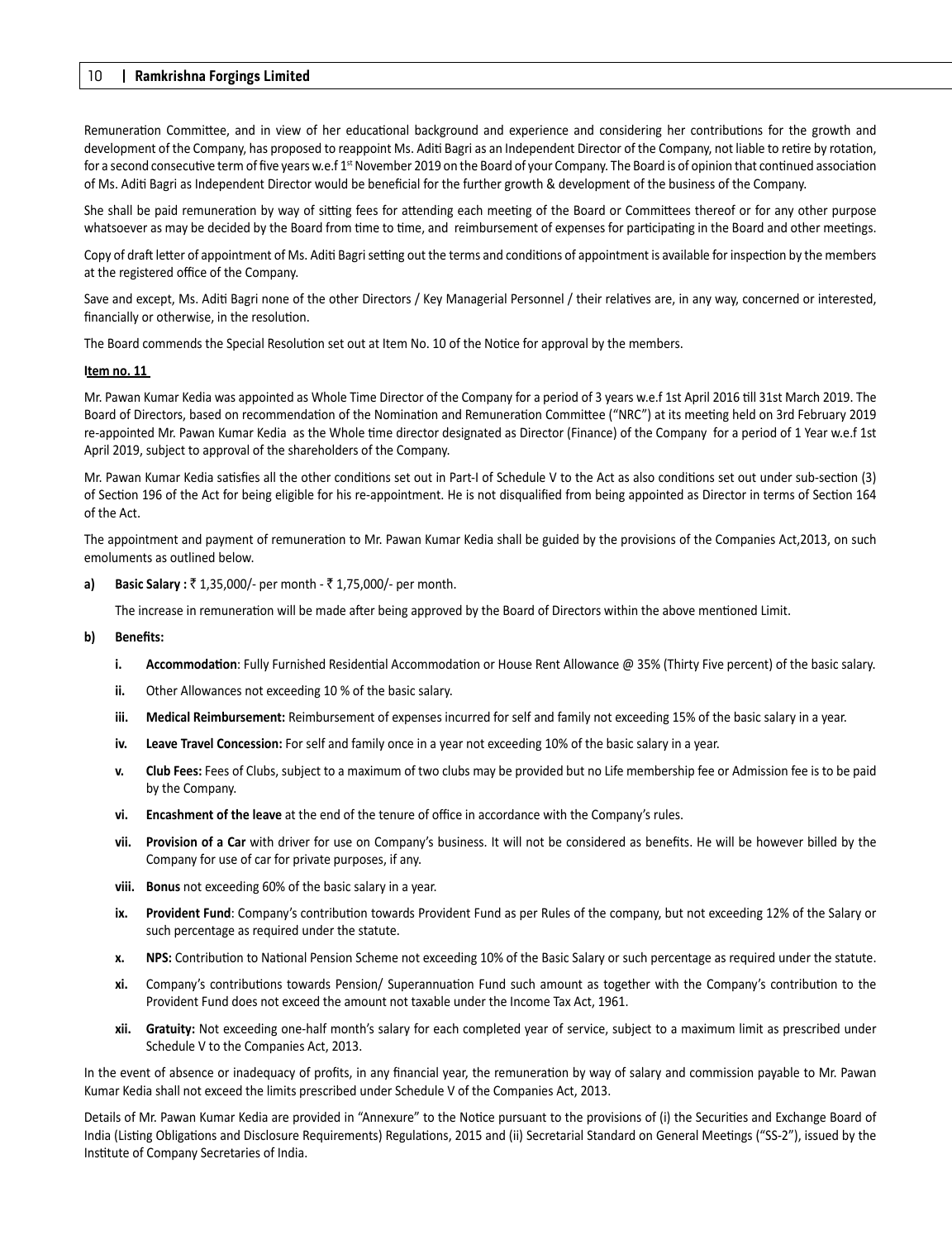Remuneration Committee, and in view of her educational background and experience and considering her contributions for the growth and development of the Company, has proposed to reappoint Ms. Aditi Bagri as an Independent Director of the Company, not liable to retire by rotation, for a second consecutive term of five years w.e.f 1st November 2019 on the Board of your Company. The Board is of opinion that continued association of Ms. Aditi Bagri as Independent Director would be beneficial for the further growth & development of the business of the Company.

She shall be paid remuneration by way of sitting fees for attending each meeting of the Board or Committees thereof or for any other purpose whatsoever as may be decided by the Board from time to time, and reimbursement of expenses for participating in the Board and other meetings.

Copy of draft letter of appointment of Ms. Aditi Bagri setting out the terms and conditions of appointment is available for inspection by the members at the registered office of the Company.

Save and except, Ms. Aditi Bagri none of the other Directors / Key Managerial Personnel / their relatives are, in any way, concerned or interested, financially or otherwise, in the resolution.

The Board commends the Special Resolution set out at Item No. 10 of the Notice for approval by the members.

**Item no. 11**

Mr. Pawan Kumar Kedia was appointed as Whole Time Director of the Company for a period of 3 years w.e.f 1st April 2016 till 31st March 2019. The Board of Directors, based on recommendation of the Nomination and Remuneration Committee ("NRC") at its meeting held on 3rd February 2019 re-appointed Mr. Pawan Kumar Kedia as the Whole time director designated as Director (Finance) of the Company for a period of 1 Year w.e.f 1st April 2019, subject to approval of the shareholders of the Company.

Mr. Pawan Kumar Kedia satisfies all the other conditions set out in Part-I of Schedule V to the Act as also conditions set out under sub-section (3) of Section 196 of the Act for being eligible for his re-appointment. He is not disqualified from being appointed as Director in terms of Section 164 of the Act.

The appointment and payment of remuneration to Mr. Pawan Kumar Kedia shall be guided by the provisions of the Companies Act,2013, on such emoluments as outlined below.

**a) Basic Salary :** ₹ 1,35,000/- per month - ₹ 1,75,000/- per month.

The increase in remuneration will be made after being approved by the Board of Directors within the above mentioned Limit.

**b) Benefits:**

**i. Accommodation**: Fully Furnished Residential Accommodation or House Rent Allowance @ 35% (Thirty Five percent) of the basic salary.

**ii.** Other Allowances not exceeding 10 % of the basic salary.

**iii. Medical Reimbursement:** Reimbursement of expenses incurred for self and family not exceeding 15% of the basic salary in a year.

**iv. Leave Travel Concession:** For self and family once in a year not exceeding 10% of the basic salary in a year.

**v. Club Fees:** Fees of Clubs, subject to a maximum of two clubs may be provided but no Life membership fee or Admission fee is to be paid by the Company.

**vi. Encashment of the leave** at the end of the tenure of office in accordance with the Company's rules.

**vii. Provision of a Car** with driver for use on Company's business. It will not be considered as benefits. He will be however billed by the Company for use of car for private purposes, if any.

**viii. Bonus** not exceeding 60% of the basic salary in a year.

**ix. Provident Fund**: Company's contribution towards Provident Fund as per Rules of the company, but not exceeding 12% of the Salary or such percentage as required under the statute.

**x. NPS:** Contribution to National Pension Scheme not exceeding 10% of the Basic Salary or such percentage as required under the statute.

**xi.** Company's contributions towards Pension/ Superannuation Fund such amount as together with the Company's contribution to the Provident Fund does not exceed the amount not taxable under the Income Tax Act, 1961.

**xii. Gratuity:** Not exceeding one-half month's salary for each completed year of service, subject to a maximum limit as prescribed under Schedule V to the Companies Act, 2013.

In the event of absence or inadequacy of profits, in any financial year, the remuneration by way of salary and commission payable to Mr. Pawan Kumar Kedia shall not exceed the limits prescribed under Schedule V of the Companies Act, 2013.

Details of Mr. Pawan Kumar Kedia are provided in "Annexure" to the Notice pursuant to the provisions of (i) the Securities and Exchange Board of India (Listing Obligations and Disclosure Requirements) Regulations, 2015 and (ii) Secretarial Standard on General Meetings ("SS-2"), issued by the Institute of Company Secretaries of India.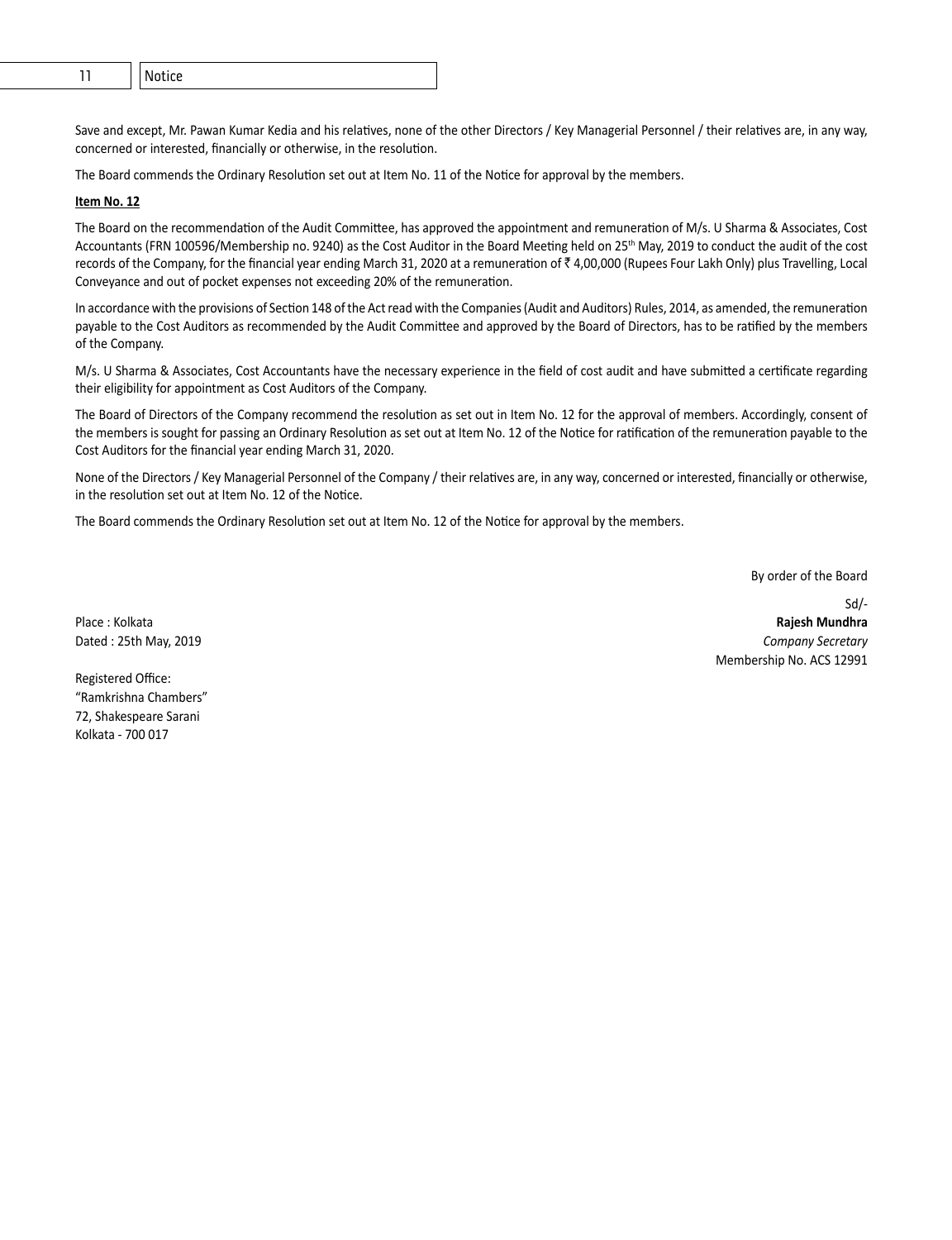Save and except, Mr. Pawan Kumar Kedia and his relatives, none of the other Directors / Key Managerial Personnel / their relatives are, in any way, concerned or interested, financially or otherwise, in the resolution.

The Board commends the Ordinary Resolution set out at Item No. 11 of the Notice for approval by the members.

**Item No. 12**

The Board on the recommendation of the Audit Committee, has approved the appointment and remuneration of M/s. U Sharma & Associates, Cost Accountants (FRN 100596/Membership no. 9240) as the Cost Auditor in the Board Meeting held on 25th May, 2019 to conduct the audit of the cost records of the Company, for the financial year ending March 31, 2020 at a remuneration of ₹ 4,00,000 (Rupees Four Lakh Only) plus Travelling, Local Conveyance and out of pocket expenses not exceeding 20% of the remuneration.

In accordance with the provisions of Section 148 of the Act read with the Companies (Audit and Auditors) Rules, 2014, as amended, the remuneration payable to the Cost Auditors as recommended by the Audit Committee and approved by the Board of Directors, has to be ratified by the members of the Company.

M/s. U Sharma & Associates, Cost Accountants have the necessary experience in the field of cost audit and have submitted a certificate regarding their eligibility for appointment as Cost Auditors of the Company.

The Board of Directors of the Company recommend the resolution as set out in Item No. 12 for the approval of members. Accordingly, consent of the members is sought for passing an Ordinary Resolution as set out at Item No. 12 of the Notice for ratification of the remuneration payable to the Cost Auditors for the financial year ending March 31, 2020.

None of the Directors / Key Managerial Personnel of the Company / their relatives are, in any way, concerned or interested, financially or otherwise, in the resolution set out at Item No. 12 of the Notice.

The Board commends the Ordinary Resolution set out at Item No. 12 of the Notice for approval by the members.

By order of the Board

Sd/-

**Rajesh Mundhra**

*Company Secretary*

Membership No. ACS 12991

Place : Kolkata

Dated : 25th May, 2019

Registered Office:
"Ramkrishna Chambers"
72, Shakespeare Sarani
Kolkata - 700 017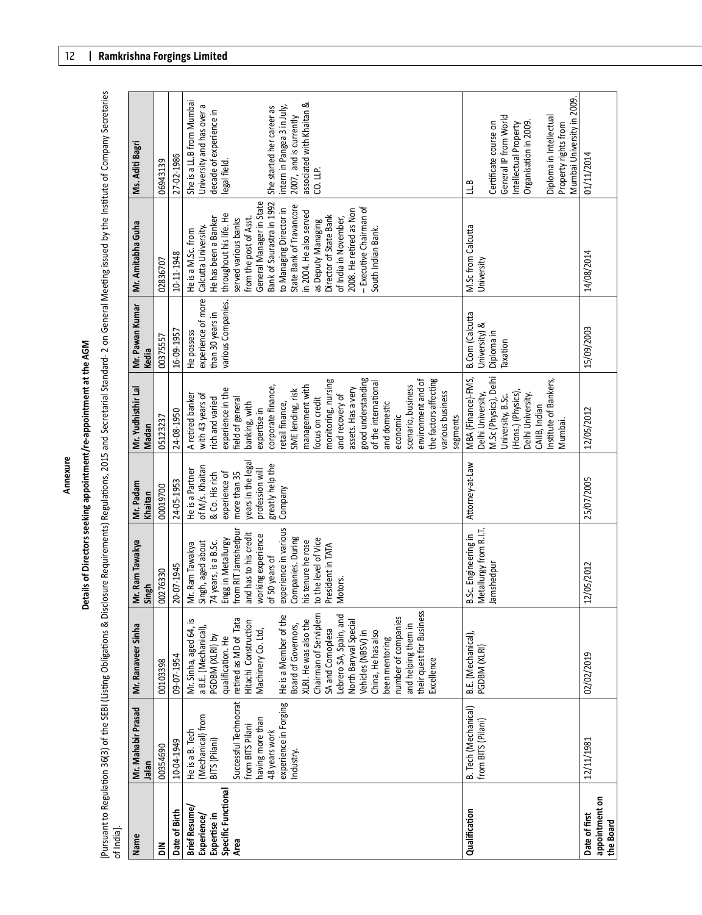## Annexure

### Details of Directors seeking appointment/re-appointment at the AGM

[Pursuant to Regulation 36(3) of the SEBI (Listing Obligations & Disclosure Requirements) Regulations, 2015 and Secretarial Standard- 2 on General Meeting issued by the Institute of Company Secretaries of India].

| Name | Mr. Mahabir Prasad Jalan | Mr. Ranaveer Sinha | Mr. Ram Tawakya Singh | Mr. Padam Khaitan | Mr. Yudhisthir Lal Madan | Mr. Pawan Kumar Kedia | Mr. Amitabha Guha | Ms. Aditi Bagri |
|---|---|---|---|---|---|---|---|---|
| DIN | 00354690 | 00103398 | 00276330 | 00019700 | 05123237 | 00375557 | 02836707 | 06943139 |
| Date of Birth | 10-04-1949 | 09-07-1954 | 20-07-1945 | 24-05-1953 | 24-08-1950 | 16-09-1957 | 10-11-1948 | 27-02-1986 |
| Brief Resume/ Experience/ Expertise in Specific Functional Area | He is a B. Tech (Mechanical) from BITS (Pilani) Successful Technocrat from BITS Pilani having more than 48 years work experience in Forging Industry. | Mr. Sinha, aged 64, is a B.E. (Mechanical), PGDBM (XLRI) by qualification. He retired as MD of Tata Hitachi Construction Machinery Co. Ltd, He is a Member of the Board of Governors, XLRI. He was also the Chairman of Serviplem SA and Complesa Lebrero SA, Spain, and North Baryval Special Vehicles (NBSV) in China, He has also been mentoring number of companies and helping them in their quest for Business Excellence | Mr. Ram Tawakya Singh, aged about 74 years, is a B.Sc. Engg in Metallurgy from RIT Jamshedpur and has to his credit working experience of 50 years of experience in various Companies. During his tenure he rose to the level of Vice President in TATA Motors. | He is a Partner of M/s. Khaitan & Co. His rich experience of more than 35 years in the legal profession will greatly help the Company | A retired banker with 43 years of rich and varied experience in the field of general banking, with expertise in corporate finance, retail finance, SME lending, risk management with focus on credit monitoring, nursing and recovery of assets. Has a very good understanding of the international and domestic economic scenario, business environment and of the factors affecting various business segments | He possess experience of more than 30 years in various Companies. | He is a M.Sc. from Calcutta University. He has been a Banker throughout his life. He served various banks from the post of Asst. General Manager in State Bank of Saurastra in 1992 to Managing Director in State Bank of Travancore in 2004. He also served as Deputy Managing Director of State Bank of India in November, 2008. He retired as Non – Executive Chairman of South Indian Bank. | She is a LL.B from Mumbai University and has over a decade of experience in legal field. She started her career as intern in Pangea 3 in July, 2007, and is currently associated with Khaitan & CO. LLP. |
| Qualification | B. Tech (Mechanical) from BITS (Pilani) | B.E. (Mechanical), PGDBM (XLRI) | B.Sc. Engineering in Metallurgy from R.I.T. Jamshedpur | Attorney-at-Law | MBA (Finance)-FMS, Delhi University, M.Sc (Physics), Delhi University, B.Sc. (Hons.) (Physics), Delhi University. CAIIB, Indian Institute of Bankers, Mumbai. | B.Com (Calcutta University) & Diploma in Taxation | M.Sc from Calcutta University | LL.B Certificate course on General IP from World Intellectual Property Organisation in 2009. Diploma in Intellectual Property rights from Mumbai University in 2009. |
| Date of fist appointment on the Board | 12/11/1981 | 02/02/2019 | 12/05/2012 | 25/07/2005 | 12/05/2012 | 15/09/2003 | 14/08/2014 | 01/11/2014 |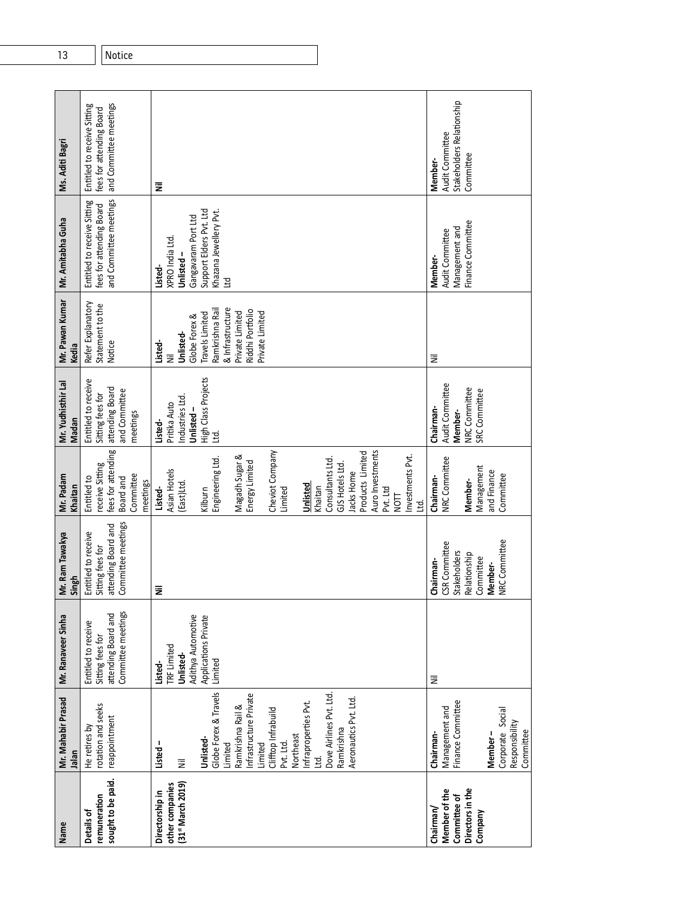| Name | Mr. Mahabir Prasad Jalan | Mr. Ranaveer Sinha | Mr. Ram Tawakya Singh | Mr. Padam Khaitan | Mr. Yudhisthir Lal Madan | Mr. Pawan Kumar Kedia | Mr. Amitabha Guha | Ms. Aditi Bagri |
|---|---|---|---|---|---|---|---|---|
| **Details of remuneration sought to be paid.** | He retires by rotation and seeks reappointment | Entitled to receive Sitting fees for attending Board and Committee meetings | Entitled to receive Sitting fees for attending Board and Committee meetings | Entitled to receive Sitting fees for attending Board and Committee meetings | Entitled to receive Sitting fees for attending Board and Committee meetings | Refer Explanatory Statement to the Notice | Entitled to receive Sitting fees for attending Board and Committee meetings | Entitled to receive Sitting fees for attending Board and Committee meetings |
| **Directorship in other companies (31st March 2019)** | **Listed –** Nil **Unlisted-** Globe Forex & Travels Limited Ramkrishna Rail & Infrastructure Private Limited Clifftop Infrabuild Pvt. Ltd. Northeast Infraproperties Pvt. Ltd. Dove Airlines Pvt. Ltd. Ramkrishna Aeronautics Pvt. Ltd. | **Listed-** TRF Limited **Unlisted-** Adithya Automotive Applications Private Limited | Nil | **Listed-** Asian Hotels (East)Ltd. Kilburn Engineering Ltd. Magadh Sugar & Energy Limited Cheviot Company Limited **Unlisted** Khaitan Consultants Ltd. GJS Hotels Ltd. Jacks Home Products Limited Auro Investments Pvt. Ltd NOTT Investments Pvt. Ltd. | **Listed-** Pritika Auto Industries Ltd. **Unlisted –** High Class Projects Ltd. | **Listed-** Nil **Unlisted-** Globe Forex & Travels Limited Ramkrishna Rail & Infrastructure Private Limited Riddhi Portfolio Private Limited | **Listed-** XPRO India Ltd. **Unlisted –** Gangavaram Port Ltd Support Elders Pvt. Ltd Khazana Jewellery Pvt. Ltd | Nil |
| **Chairman/ Member of the Committee of Directors in the Company** | **Chairman-** Management and Finance Committee **Member –** Corporate Social Responsibility Committee | Nil | **Chairman-** CSR Committee Stakeholders Relationship Committee **Member-** NRC Committee | **Chairman-** NRC Committee **Member-** Management and Finance Committee | **Chairman-** Audit Committee **Member-** NRC Committee SRC Committee | Nil | **Member-** Audit Committee Management and Finance Committee | **Member-** Audit Committee Stakeholders Relationship Committee |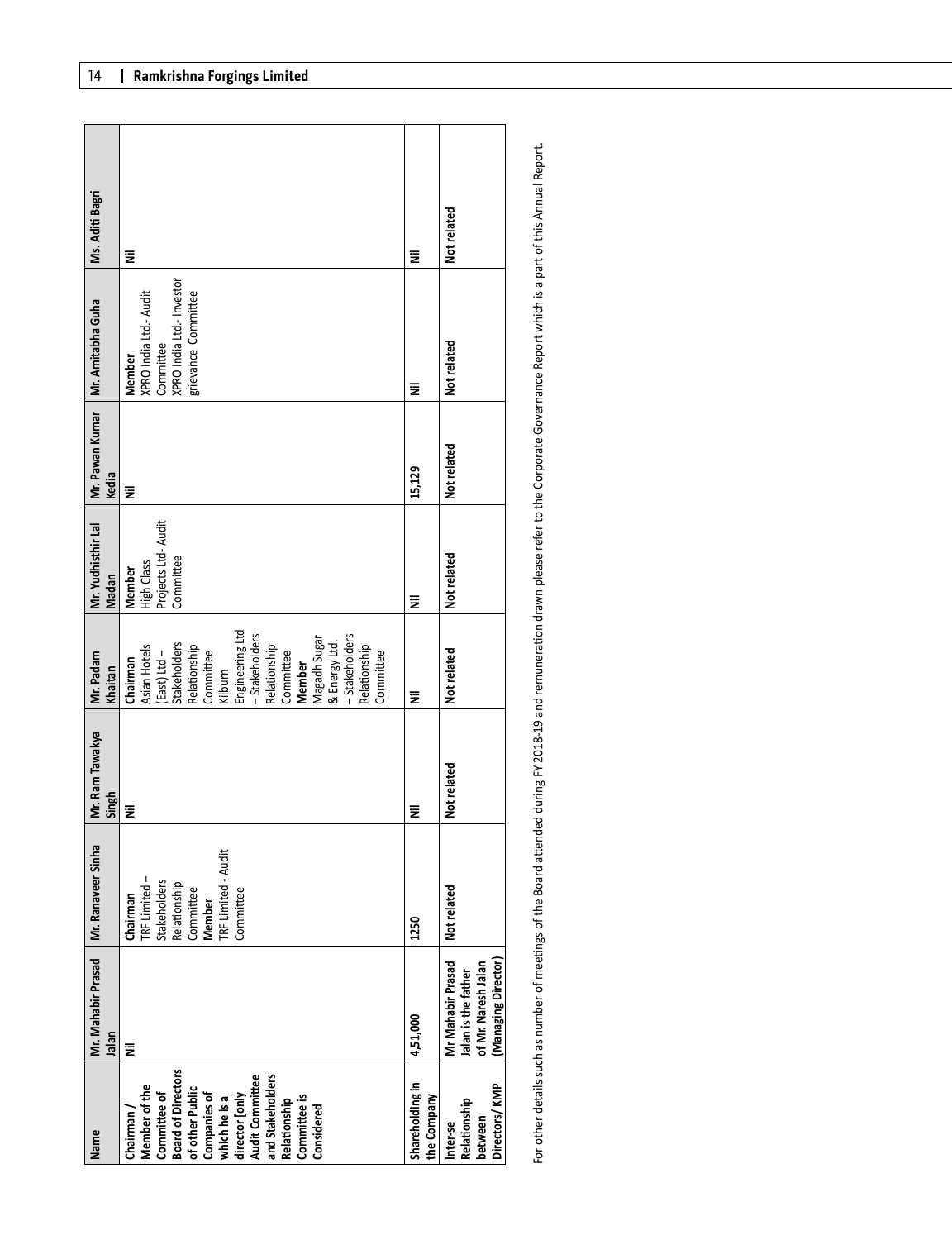| Name | Mr. Mahabir Prasad Jalan | Mr. Ranaveer Sinha | Mr. Ram Tawakya Singh | Mr. Padam Khaitan | Mr. Yudhisthir Lal Madan | Mr. Pawan Kumar Kedia | Mr. Amitabha Guha | Ms. Aditi Bagri |
|---|---|---|---|---|---|---|---|---|
| Chairman / Member of the Committee of Board of Directors of other Public Companies of which he is a director [only Audit Committee and Stakeholders Relationship Committee is Considered | Nil | **Chairman** TRF Limited – Stakeholders Relationship Committee **Member** TRF Limited - Audit Committee | Nil | **Chairman** Asian Hotels (East) Ltd – Stakeholders Relationship Committee Kilburn Engineering Ltd – Stakeholders Relationship Committee **Member** Magadh Sugar & Energy Ltd. – Stakeholders Relationship Committee | **Member** High Class Projects Ltd- Audit Committee | Nil | **Member** XPRO India Ltd.- Audit Committee XPRO India Ltd.- Investor grievance Committee | Nil |
| Shareholding in the Company | 4,51,000 | 1250 | Nil | Nil | Nil | 15,129 | Nil | Nil |
| Inter-se Relationship between Directors/ KMP | Mr Mahabir Prasad Jalan is the father of Mr. Naresh Jalan (Managing Director) | Not related | Not related | Not related | Not related | Not related | Not related | Not related |

For other details such as number of meetings of the Board attended during FY 2018-19 and remuneration drawn please refer to the Corporate Governance Report which is a part of this Annual Report.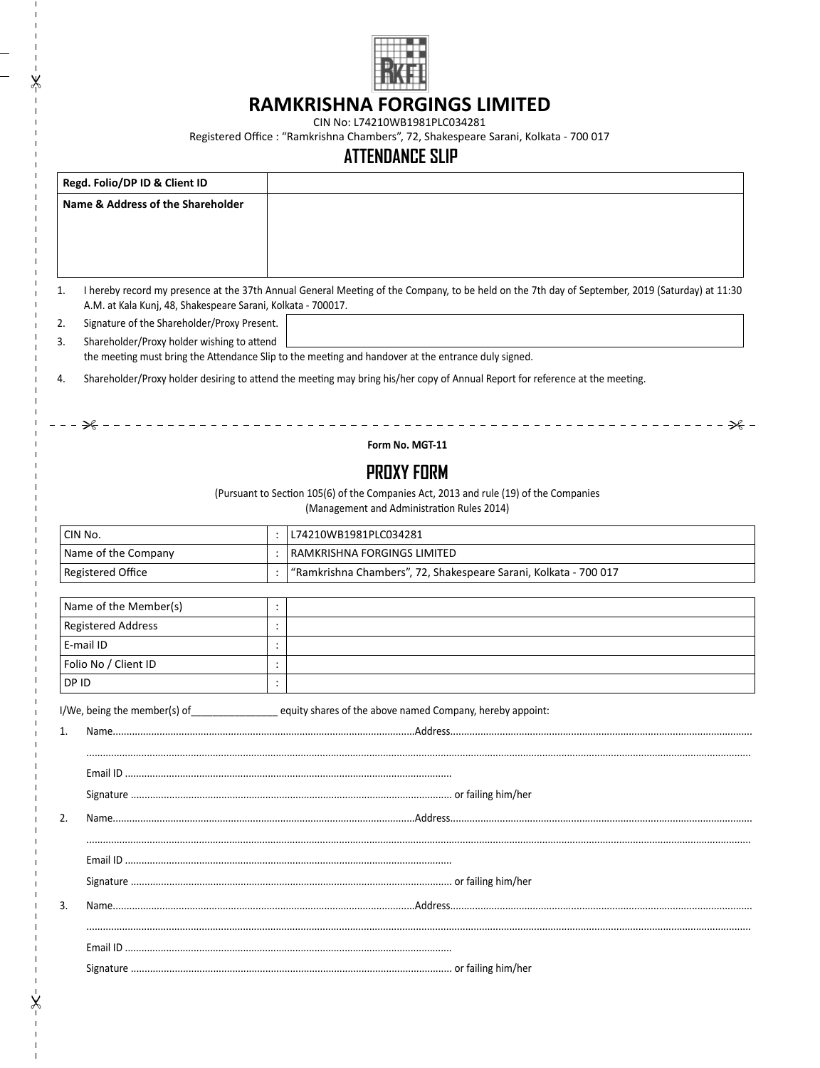# RAMKRISHNA FORGINGS LIMITED

CIN No: L74210WB1981PLC034281

Registered Office : "Ramkrishna Chambers", 72, Shakespeare Sarani, Kolkata - 700 017

## ATTENDANCE SLIP

| **Regd. Folio/DP ID & Client ID** | |
|---|---|
| **Name & Address of the Shareholder** | |

1. I hereby record my presence at the 37th Annual General Meeting of the Company, to be held on the 7th day of September, 2019 (Saturday) at 11:30 A.M. at Kala Kunj, 48, Shakespeare Sarani, Kolkata - 700017.
2. Signature of the Shareholder/Proxy Present.
3. Shareholder/Proxy holder wishing to attend the meeting must bring the Attendance Slip to the meeting and handover at the entrance duly signed.
4. Shareholder/Proxy holder desiring to attend the meeting may bring his/her copy of Annual Report for reference at the meeting.

---

**Form No. MGT-11**

## PROXY FORM

(Pursuant to Section 105(6) of the Companies Act, 2013 and rule (19) of the Companies (Management and Administration Rules 2014)

| CIN No. | : | L74210WB1981PLC034281 |
|---|---|---|
| Name of the Company | : | RAMKRISHNA FORGINGS LIMITED |
| Registered Office | : | "Ramkrishna Chambers", 72, Shakespeare Sarani, Kolkata - 700 017 |

| Name of the Member(s) | : | |
|---|---|---|
| Registered Address | : | |
| E-mail ID | : | |
| Folio No / Client ID | : | |
| DP ID | : | |

I/We, being the member(s) of_______________ equity shares of the above named Company, hereby appoint:

1. Name............................................................Address............................................................

   ..........................................................................................................................

   Email ID ..........................................................................

   Signature .......................................................................... or failing him/her

2. Name............................................................Address............................................................

   ..........................................................................................................................

   Email ID ..........................................................................

   Signature .......................................................................... or failing him/her

3. Name............................................................Address............................................................

   ..........................................................................................................................

   Email ID ..........................................................................

   Signature .......................................................................... or failing him/her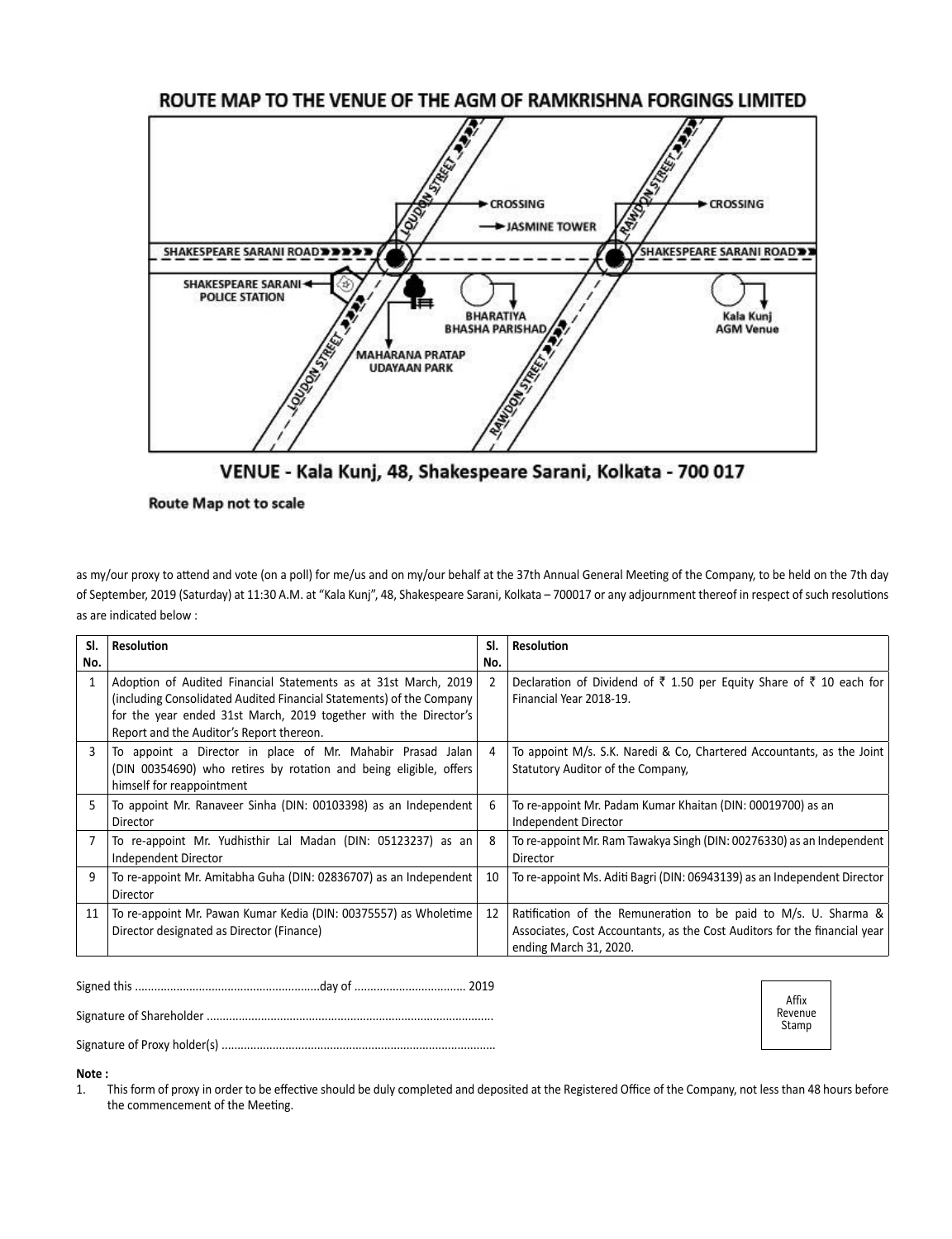## ROUTE MAP TO THE VENUE OF THE AGM OF RAMKRISHNA FORGINGS LIMITED

LOUDON STREET
CROSSING
JASMINE TOWER
RAWDON STREET
CROSSING
SHAKESPEARE SARANI ROAD
SHAKESPEARE SARANI ROAD
SHAKESPEARE SARANI POLICE STATION
BHARATIYA BHASHA PARISHAD
Kala Kunj AGM Venue
MAHARANA PRATAP UDAYAAN PARK
LOUDON STREET
RAWDON STREET

**VENUE - Kala Kunj, 48, Shakespeare Sarani, Kolkata - 700 017**

**Route Map not to scale**

as my/our proxy to attend and vote (on a poll) for me/us and on my/our behalf at the 37th Annual General Meeting of the Company, to be held on the 7th day of September, 2019 (Saturday) at 11:30 A.M. at "Kala Kunj", 48, Shakespeare Sarani, Kolkata – 700017 or any adjournment thereof in respect of such resolutions as are indicated below :

| Sl. No. | Resolution | Sl. No. | Resolution |
|---|---|---|---|
| 1 | Adoption of Audited Financial Statements as at 31st March, 2019 (including Consolidated Audited Financial Statements) of the Company for the year ended 31st March, 2019 together with the Director's Report and the Auditor's Report thereon. | 2 | Declaration of Dividend of ₹ 1.50 per Equity Share of ₹ 10 each for Financial Year 2018-19. |
| 3 | To appoint a Director in place of Mr. Mahabir Prasad Jalan (DIN 00354690) who retires by rotation and being eligible, offers himself for reappointment | 4 | To appoint M/s. S.K. Naredi & Co, Chartered Accountants, as the Joint Statutory Auditor of the Company, |
| 5 | To appoint Mr. Ranaveer Sinha (DIN: 00103398) as an Independent Director | 6 | To re-appoint Mr. Padam Kumar Khaitan (DIN: 00019700) as an Independent Director |
| 7 | To re-appoint Mr. Yudhisthir Lal Madan (DIN: 05123237) as an Independent Director | 8 | To re-appoint Mr. Ram Tawakya Singh (DIN: 00276330) as an Independent Director |
| 9 | To re-appoint Mr. Amitabha Guha (DIN: 02836707) as an Independent Director | 10 | To re-appoint Ms. Aditi Bagri (DIN: 06943139) as an Independent Director |
| 11 | To re-appoint Mr. Pawan Kumar Kedia (DIN: 00375557) as Wholetime Director designated as Director (Finance) | 12 | Ratification of the Remuneration to be paid to M/s. U. Sharma & Associates, Cost Accountants, as the Cost Auditors for the financial year ending March 31, 2020. |

Signed this ..........................................................day of .................................. 2019

Signature of Shareholder .........................................................................................

Signature of Proxy holder(s) .....................................................................................

Affix Revenue Stamp

**Note :**

1. This form of proxy in order to be effective should be duly completed and deposited at the Registered Office of the Company, not less than 48 hours before the commencement of the Meeting.